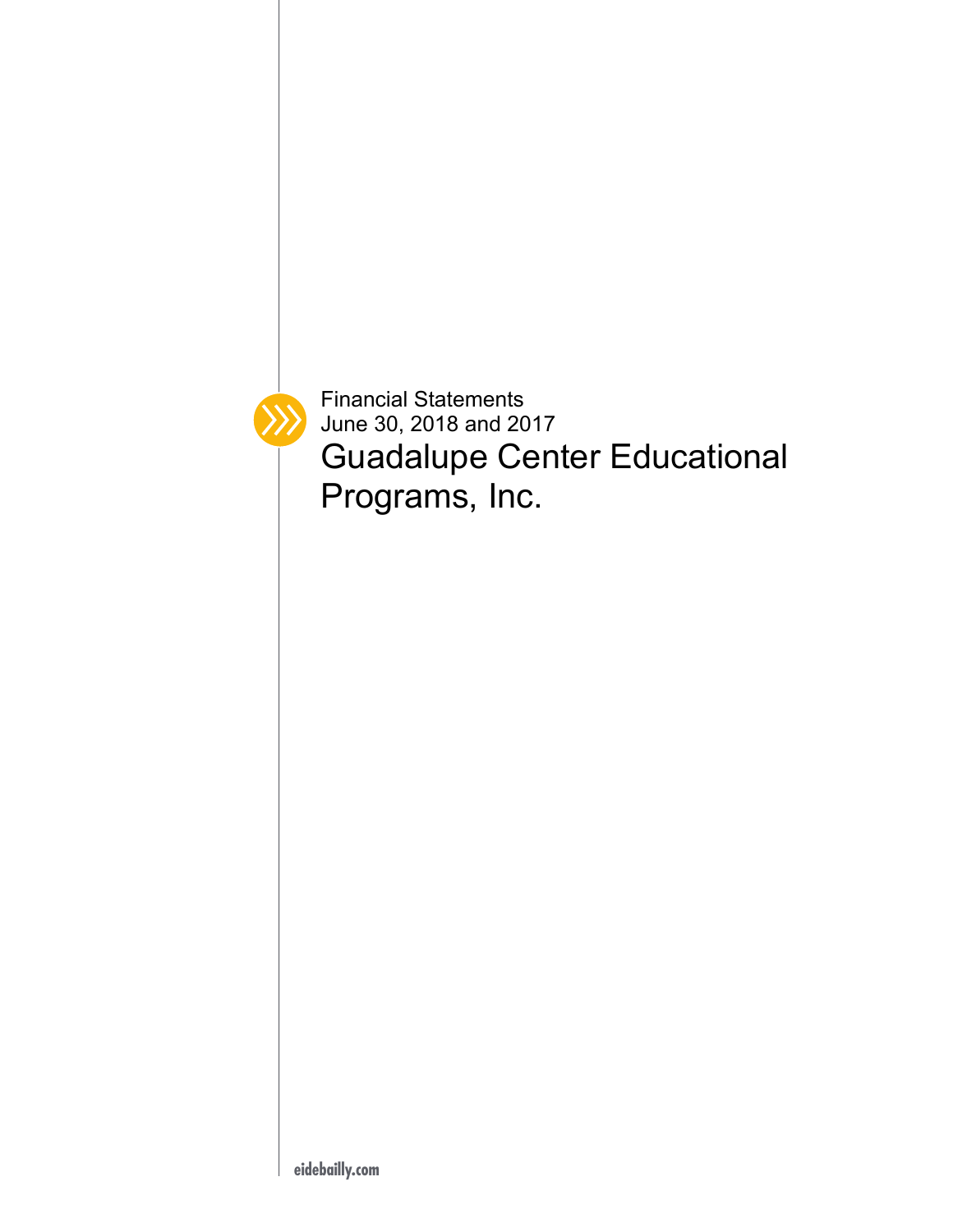Financial Statements
June 30, 2018 and 2017

# Guadalupe Center Educational Programs, Inc.

eidebailly.com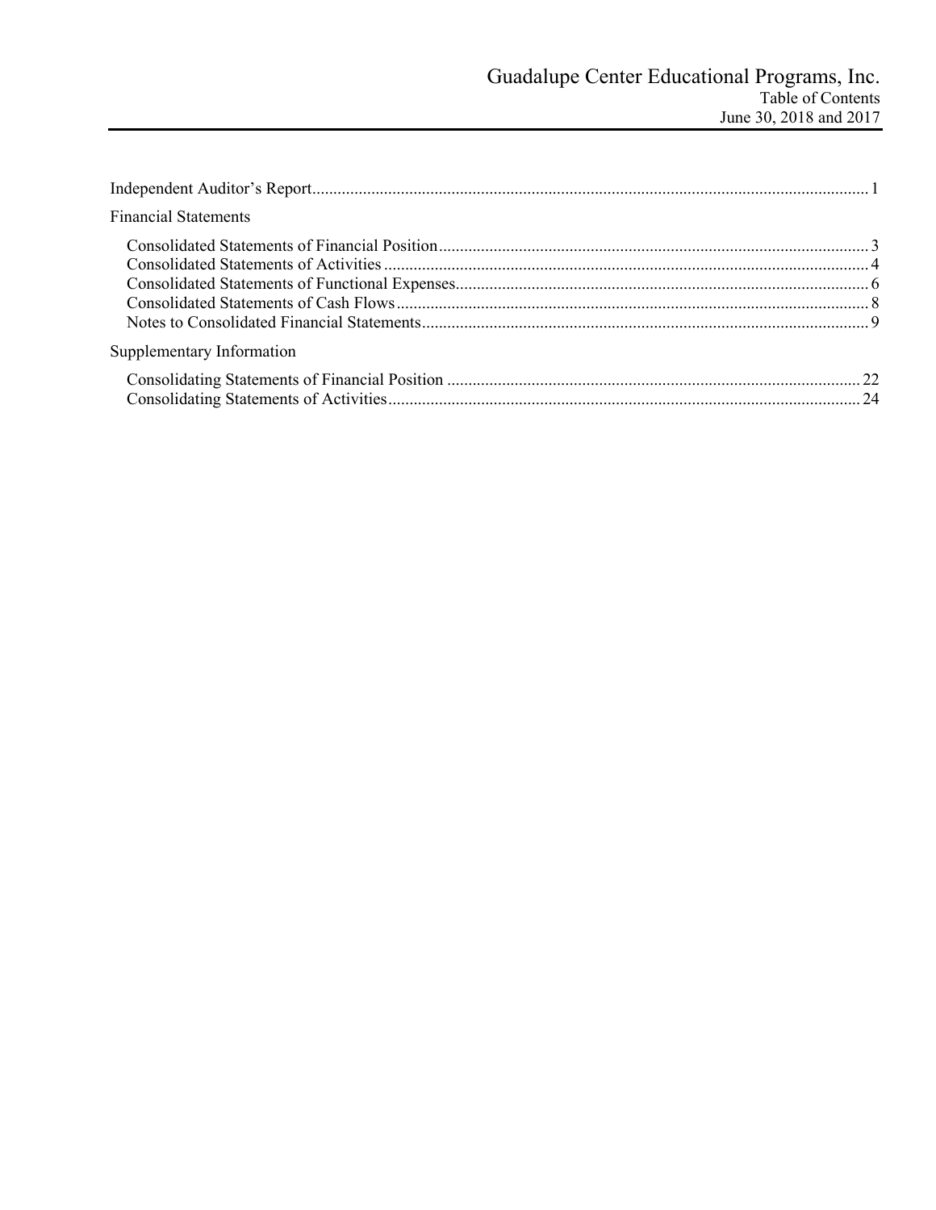# Guadalupe Center Educational Programs, Inc.

Table of Contents
June 30, 2018 and 2017

| | |
|---|---|
| Independent Auditor's Report | 1 |
| **Financial Statements** | |
| Consolidated Statements of Financial Position | 3 |
| Consolidated Statements of Activities | 4 |
| Consolidated Statements of Functional Expenses | 6 |
| Consolidated Statements of Cash Flows | 8 |
| Notes to Consolidated Financial Statements | 9 |
| **Supplementary Information** | |
| Consolidating Statements of Financial Position | 22 |
| Consolidating Statements of Activities | 24 |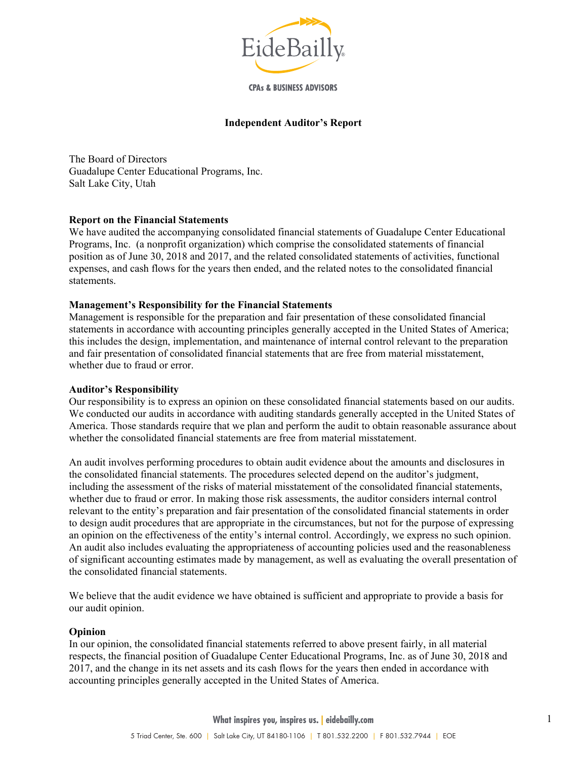EideBailly

CPAs & BUSINESS ADVISORS

## Independent Auditor's Report

The Board of Directors
Guadalupe Center Educational Programs, Inc.
Salt Lake City, Utah

**Report on the Financial Statements**
We have audited the accompanying consolidated financial statements of Guadalupe Center Educational Programs, Inc. (a nonprofit organization) which comprise the consolidated statements of financial position as of June 30, 2018 and 2017, and the related consolidated statements of activities, functional expenses, and cash flows for the years then ended, and the related notes to the consolidated financial statements.

**Management's Responsibility for the Financial Statements**
Management is responsible for the preparation and fair presentation of these consolidated financial statements in accordance with accounting principles generally accepted in the United States of America; this includes the design, implementation, and maintenance of internal control relevant to the preparation and fair presentation of consolidated financial statements that are free from material misstatement, whether due to fraud or error.

**Auditor's Responsibility**
Our responsibility is to express an opinion on these consolidated financial statements based on our audits. We conducted our audits in accordance with auditing standards generally accepted in the United States of America. Those standards require that we plan and perform the audit to obtain reasonable assurance about whether the consolidated financial statements are free from material misstatement.

An audit involves performing procedures to obtain audit evidence about the amounts and disclosures in the consolidated financial statements. The procedures selected depend on the auditor's judgment, including the assessment of the risks of material misstatement of the consolidated financial statements, whether due to fraud or error. In making those risk assessments, the auditor considers internal control relevant to the entity's preparation and fair presentation of the consolidated financial statements in order to design audit procedures that are appropriate in the circumstances, but not for the purpose of expressing an opinion on the effectiveness of the entity's internal control. Accordingly, we express no such opinion. An audit also includes evaluating the appropriateness of accounting policies used and the reasonableness of significant accounting estimates made by management, as well as evaluating the overall presentation of the consolidated financial statements.

We believe that the audit evidence we have obtained is sufficient and appropriate to provide a basis for our audit opinion.

**Opinion**
In our opinion, the consolidated financial statements referred to above present fairly, in all material respects, the financial position of Guadalupe Center Educational Programs, Inc. as of June 30, 2018 and 2017, and the change in its net assets and its cash flows for the years then ended in accordance with accounting principles generally accepted in the United States of America.

What inspires you, inspires us. | eidebailly.com

5 Triad Center, Ste. 600 | Salt Lake City, UT 84180-1106 | T 801.532.2200 | F 801.532.7944 | EOE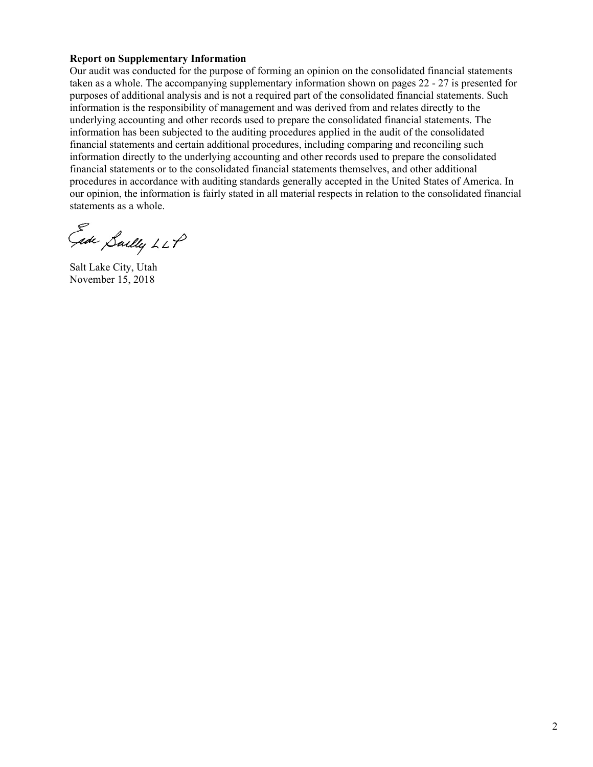**Report on Supplementary Information**

Our audit was conducted for the purpose of forming an opinion on the consolidated financial statements taken as a whole. The accompanying supplementary information shown on pages 22 - 27 is presented for purposes of additional analysis and is not a required part of the consolidated financial statements. Such information is the responsibility of management and was derived from and relates directly to the underlying accounting and other records used to prepare the consolidated financial statements. The information has been subjected to the auditing procedures applied in the audit of the consolidated financial statements and certain additional procedures, including comparing and reconciling such information directly to the underlying accounting and other records used to prepare the consolidated financial statements or to the consolidated financial statements themselves, and other additional procedures in accordance with auditing standards generally accepted in the United States of America. In our opinion, the information is fairly stated in all material respects in relation to the consolidated financial statements as a whole.

Eide Bailly LLP

Salt Lake City, Utah
November 15, 2018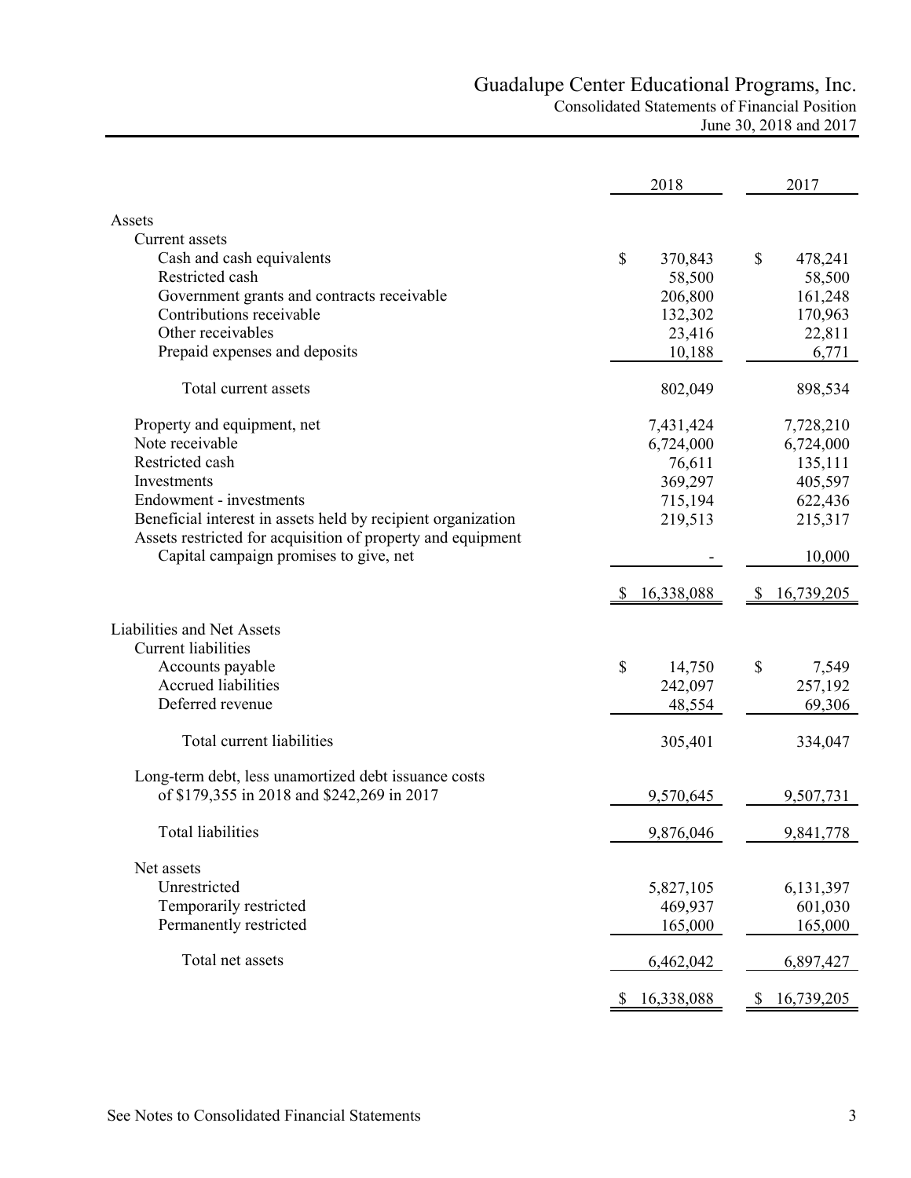# Guadalupe Center Educational Programs, Inc.

## Consolidated Statements of Financial Position

June 30, 2018 and 2017

| | 2018 | 2017 |
|---|---|---|
| **Assets** | | |
| Current assets | | |
| Cash and cash equivalents | $ 370,843 | $ 478,241 |
| Restricted cash | 58,500 | 58,500 |
| Government grants and contracts receivable | 206,800 | 161,248 |
| Contributions receivable | 132,302 | 170,963 |
| Other receivables | 23,416 | 22,811 |
| Prepaid expenses and deposits | 10,188 | 6,771 |
| Total current assets | 802,049 | 898,534 |
| Property and equipment, net | 7,431,424 | 7,728,210 |
| Note receivable | 6,724,000 | 6,724,000 |
| Restricted cash | 76,611 | 135,111 |
| Investments | 369,297 | 405,597 |
| Endowment - investments | 715,194 | 622,436 |
| Beneficial interest in assets held by recipient organization | 219,513 | 215,317 |
| Assets restricted for acquisition of property and equipment | | |
| Capital campaign promises to give, net | - | 10,000 |
| | $ 16,338,088 | $ 16,739,205 |
| **Liabilities and Net Assets** | | |
| Current liabilities | | |
| Accounts payable | $ 14,750 | $ 7,549 |
| Accrued liabilities | 242,097 | 257,192 |
| Deferred revenue | 48,554 | 69,306 |
| Total current liabilities | 305,401 | 334,047 |
| Long-term debt, less unamortized debt issuance costs of $179,355 in 2018 and $242,269 in 2017 | 9,570,645 | 9,507,731 |
| Total liabilities | 9,876,046 | 9,841,778 |
| Net assets | | |
| Unrestricted | 5,827,105 | 6,131,397 |
| Temporarily restricted | 469,937 | 601,030 |
| Permanently restricted | 165,000 | 165,000 |
| Total net assets | 6,462,042 | 6,897,427 |
| | $ 16,338,088 | $ 16,739,205 |

See Notes to Consolidated Financial Statements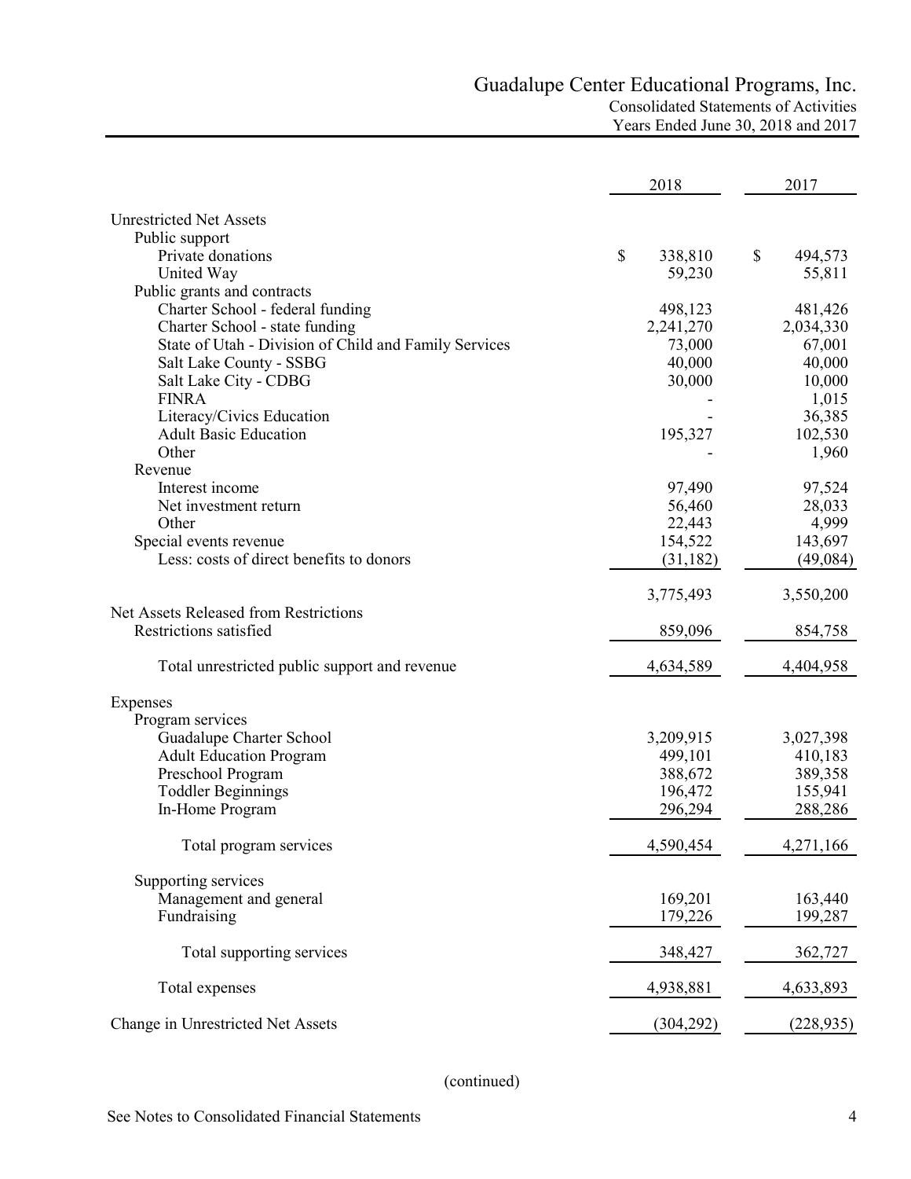# Guadalupe Center Educational Programs, Inc.

Consolidated Statements of Activities
Years Ended June 30, 2018 and 2017

| | 2018 | 2017 |
|---|---|---|
| Unrestricted Net Assets | | |
| Public support | | |
| Private donations | $ 338,810 | $ 494,573 |
| United Way | 59,230 | 55,811 |
| Public grants and contracts | | |
| Charter School - federal funding | 498,123 | 481,426 |
| Charter School - state funding | 2,241,270 | 2,034,330 |
| State of Utah - Division of Child and Family Services | 73,000 | 67,001 |
| Salt Lake County - SSBG | 40,000 | 40,000 |
| Salt Lake City - CDBG | 30,000 | 10,000 |
| FINRA | - | 1,015 |
| Literacy/Civics Education | - | 36,385 |
| Adult Basic Education | 195,327 | 102,530 |
| Other | - | 1,960 |
| Revenue | | |
| Interest income | 97,490 | 97,524 |
| Net investment return | 56,460 | 28,033 |
| Other | 22,443 | 4,999 |
| Special events revenue | 154,522 | 143,697 |
| Less: costs of direct benefits to donors | (31,182) | (49,084) |
| | 3,775,493 | 3,550,200 |
| Net Assets Released from Restrictions | | |
| Restrictions satisfied | 859,096 | 854,758 |
| Total unrestricted public support and revenue | 4,634,589 | 4,404,958 |
| Expenses | | |
| Program services | | |
| Guadalupe Charter School | 3,209,915 | 3,027,398 |
| Adult Education Program | 499,101 | 410,183 |
| Preschool Program | 388,672 | 389,358 |
| Toddler Beginnings | 196,472 | 155,941 |
| In-Home Program | 296,294 | 288,286 |
| Total program services | 4,590,454 | 4,271,166 |
| Supporting services | | |
| Management and general | 169,201 | 163,440 |
| Fundraising | 179,226 | 199,287 |
| Total supporting services | 348,427 | 362,727 |
| Total expenses | 4,938,881 | 4,633,893 |
| Change in Unrestricted Net Assets | (304,292) | (228,935) |

(continued)

See Notes to Consolidated Financial Statements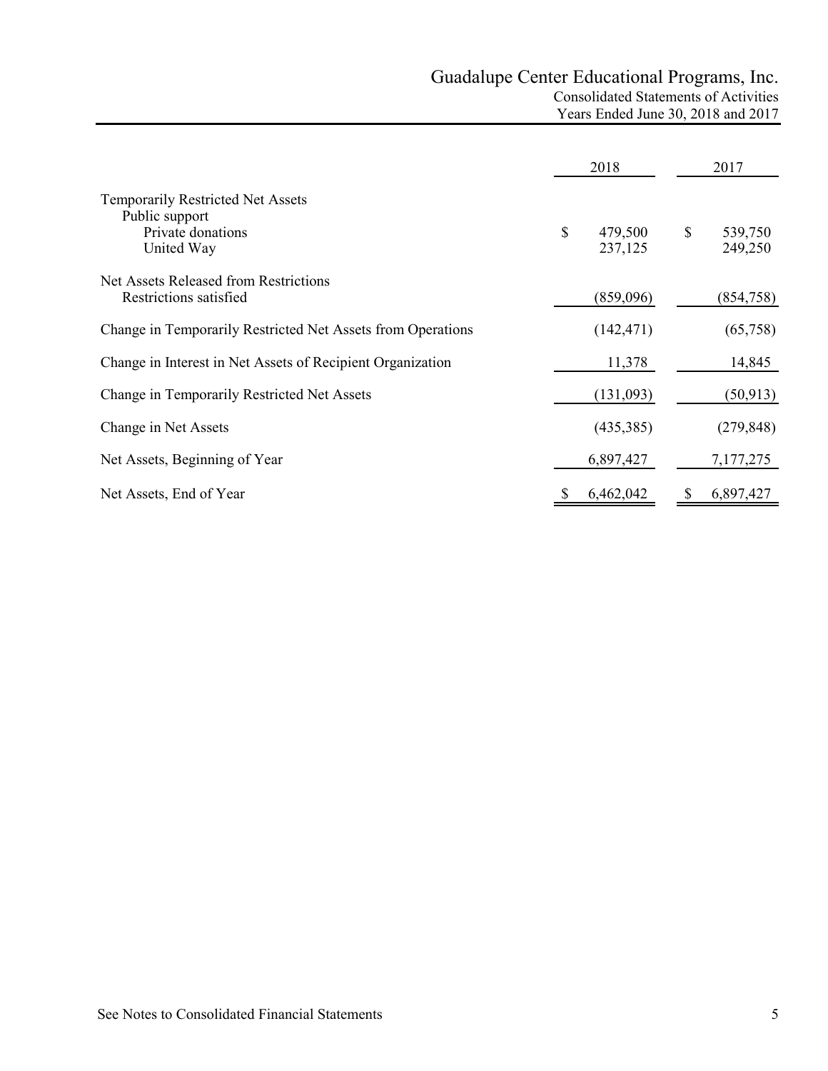# Guadalupe Center Educational Programs, Inc.

Consolidated Statements of Activities

Years Ended June 30, 2018 and 2017

| | 2018 | 2017 |
|---|---|---|
| **Temporarily Restricted Net Assets** | | |
| Public support | | |
| Private donations | $ 479,500 | $ 539,750 |
| United Way | 237,125 | 249,250 |
| **Net Assets Released from Restrictions** | | |
| Restrictions satisfied | (859,096) | (854,758) |
| Change in Temporarily Restricted Net Assets from Operations | (142,471) | (65,758) |
| Change in Interest in Net Assets of Recipient Organization | 11,378 | 14,845 |
| Change in Temporarily Restricted Net Assets | (131,093) | (50,913) |
| Change in Net Assets | (435,385) | (279,848) |
| Net Assets, Beginning of Year | 6,897,427 | 7,177,275 |
| Net Assets, End of Year | $ 6,462,042 | $ 6,897,427 |

See Notes to Consolidated Financial Statements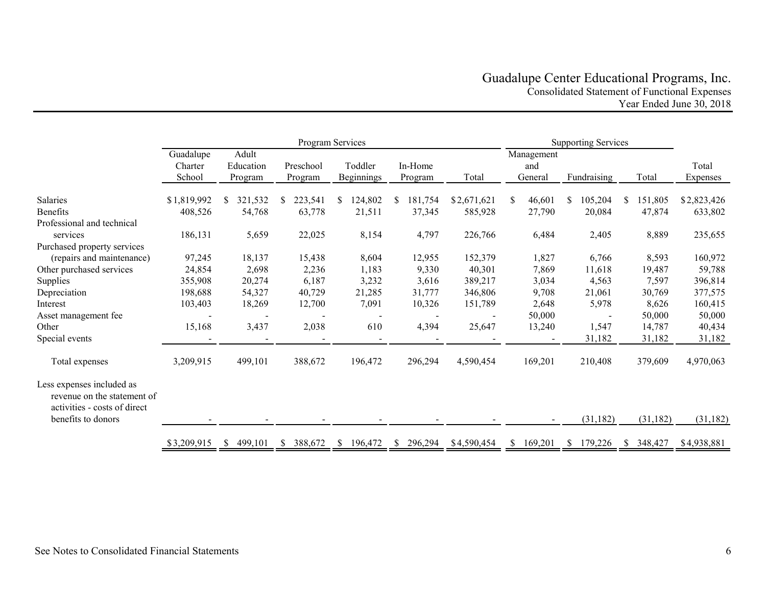# Guadalupe Center Educational Programs, Inc.

## Consolidated Statement of Functional Expenses

### Year Ended June 30, 2018

| | Program Services | | | | | | Supporting Services | | | |
|---|---|---|---|---|---|---|---|---|---|---|
| | Guadalupe Charter School | Adult Education Program | Preschool Program | Toddler Beginnings | In-Home Program | Total | Management and General | Fundraising | Total | Total Expenses |
| Salaries | $1,819,992 | $ 321,532 | $ 223,541 | $ 124,802 | $ 181,754 | $2,671,621 | $ 46,601 | $ 105,204 | $ 151,805 | $2,823,426 |
| Benefits | 408,526 | 54,768 | 63,778 | 21,511 | 37,345 | 585,928 | 27,790 | 20,084 | 47,874 | 633,802 |
| Professional and technical services | 186,131 | 5,659 | 22,025 | 8,154 | 4,797 | 226,766 | 6,484 | 2,405 | 8,889 | 235,655 |
| Purchased property services (repairs and maintenance) | 97,245 | 18,137 | 15,438 | 8,604 | 12,955 | 152,379 | 1,827 | 6,766 | 8,593 | 160,972 |
| Other purchased services | 24,854 | 2,698 | 2,236 | 1,183 | 9,330 | 40,301 | 7,869 | 11,618 | 19,487 | 59,788 |
| Supplies | 355,908 | 20,274 | 6,187 | 3,232 | 3,616 | 389,217 | 3,034 | 4,563 | 7,597 | 396,814 |
| Depreciation | 198,688 | 54,327 | 40,729 | 21,285 | 31,777 | 346,806 | 9,708 | 21,061 | 30,769 | 377,575 |
| Interest | 103,403 | 18,269 | 12,700 | 7,091 | 10,326 | 151,789 | 2,648 | 5,978 | 8,626 | 160,415 |
| Asset management fee | - | - | - | - | - | - | 50,000 | - | 50,000 | 50,000 |
| Other | 15,168 | 3,437 | 2,038 | 610 | 4,394 | 25,647 | 13,240 | 1,547 | 14,787 | 40,434 |
| Special events | - | - | - | - | - | - | - | 31,182 | 31,182 | 31,182 |
| Total expenses | 3,209,915 | 499,101 | 388,672 | 196,472 | 296,294 | 4,590,454 | 169,201 | 210,408 | 379,609 | 4,970,063 |
| Less expenses included as revenue on the statement of activities - costs of direct benefits to donors | - | - | - | - | - | - | - | (31,182) | (31,182) | (31,182) |
| | $3,209,915 | $ 499,101 | $ 388,672 | $ 196,472 | $ 296,294 | $4,590,454 | $ 169,201 | $ 179,226 | $ 348,427 | $4,938,881 |

See Notes to Consolidated Financial Statements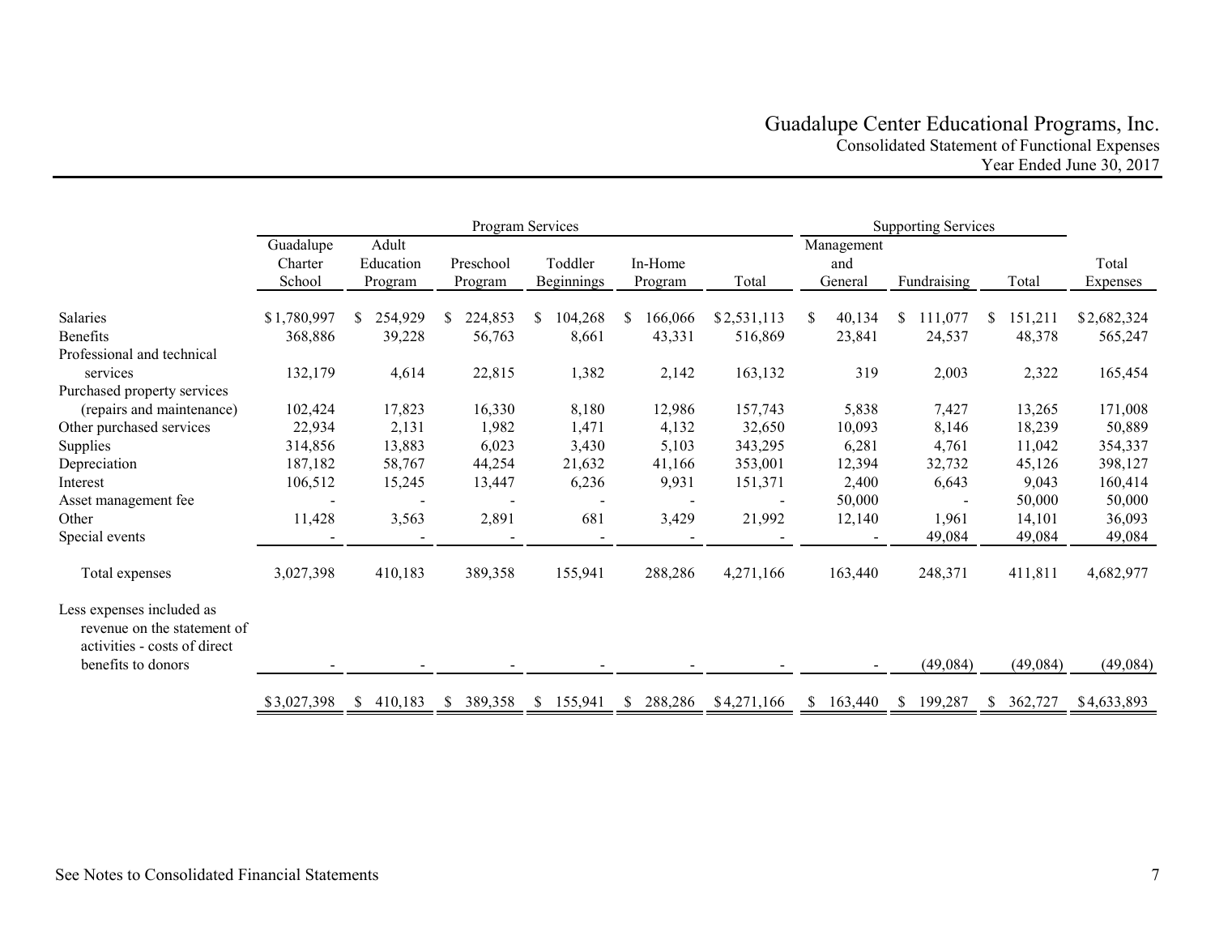# Guadalupe Center Educational Programs, Inc.

Consolidated Statement of Functional Expenses

Year Ended June 30, 2017

| | Program Services | | | | | | Supporting Services | | | |
|---|---|---|---|---|---|---|---|---|---|---|
| | Guadalupe Charter School | Adult Education Program | Preschool Program | Toddler Beginnings | In-Home Program | Total | Management and General | Fundraising | Total | Total Expenses |
| Salaries | $1,780,997 | $ 254,929 | $ 224,853 | $ 104,268 | $ 166,066 | $2,531,113 | $ 40,134 | $ 111,077 | $ 151,211 | $2,682,324 |
| Benefits | 368,886 | 39,228 | 56,763 | 8,661 | 43,331 | 516,869 | 23,841 | 24,537 | 48,378 | 565,247 |
| Professional and technical services | 132,179 | 4,614 | 22,815 | 1,382 | 2,142 | 163,132 | 319 | 2,003 | 2,322 | 165,454 |
| Purchased property services (repairs and maintenance) | 102,424 | 17,823 | 16,330 | 8,180 | 12,986 | 157,743 | 5,838 | 7,427 | 13,265 | 171,008 |
| Other purchased services | 22,934 | 2,131 | 1,982 | 1,471 | 4,132 | 32,650 | 10,093 | 8,146 | 18,239 | 50,889 |
| Supplies | 314,856 | 13,883 | 6,023 | 3,430 | 5,103 | 343,295 | 6,281 | 4,761 | 11,042 | 354,337 |
| Depreciation | 187,182 | 58,767 | 44,254 | 21,632 | 41,166 | 353,001 | 12,394 | 32,732 | 45,126 | 398,127 |
| Interest | 106,512 | 15,245 | 13,447 | 6,236 | 9,931 | 151,371 | 2,400 | 6,643 | 9,043 | 160,414 |
| Asset management fee | - | - | - | - | - | - | 50,000 | - | 50,000 | 50,000 |
| Other | 11,428 | 3,563 | 2,891 | 681 | 3,429 | 21,992 | 12,140 | 1,961 | 14,101 | 36,093 |
| Special events | - | - | - | - | - | - | - | 49,084 | 49,084 | 49,084 |
| Total expenses | 3,027,398 | 410,183 | 389,358 | 155,941 | 288,286 | 4,271,166 | 163,440 | 248,371 | 411,811 | 4,682,977 |
| Less expenses included as revenue on the statement of activities - costs of direct benefits to donors | - | - | - | - | - | - | - | (49,084) | (49,084) | (49,084) |
| | $3,027,398 | $ 410,183 | $ 389,358 | $ 155,941 | $ 288,286 | $4,271,166 | $ 163,440 | $ 199,287 | $ 362,727 | $4,633,893 |

See Notes to Consolidated Financial Statements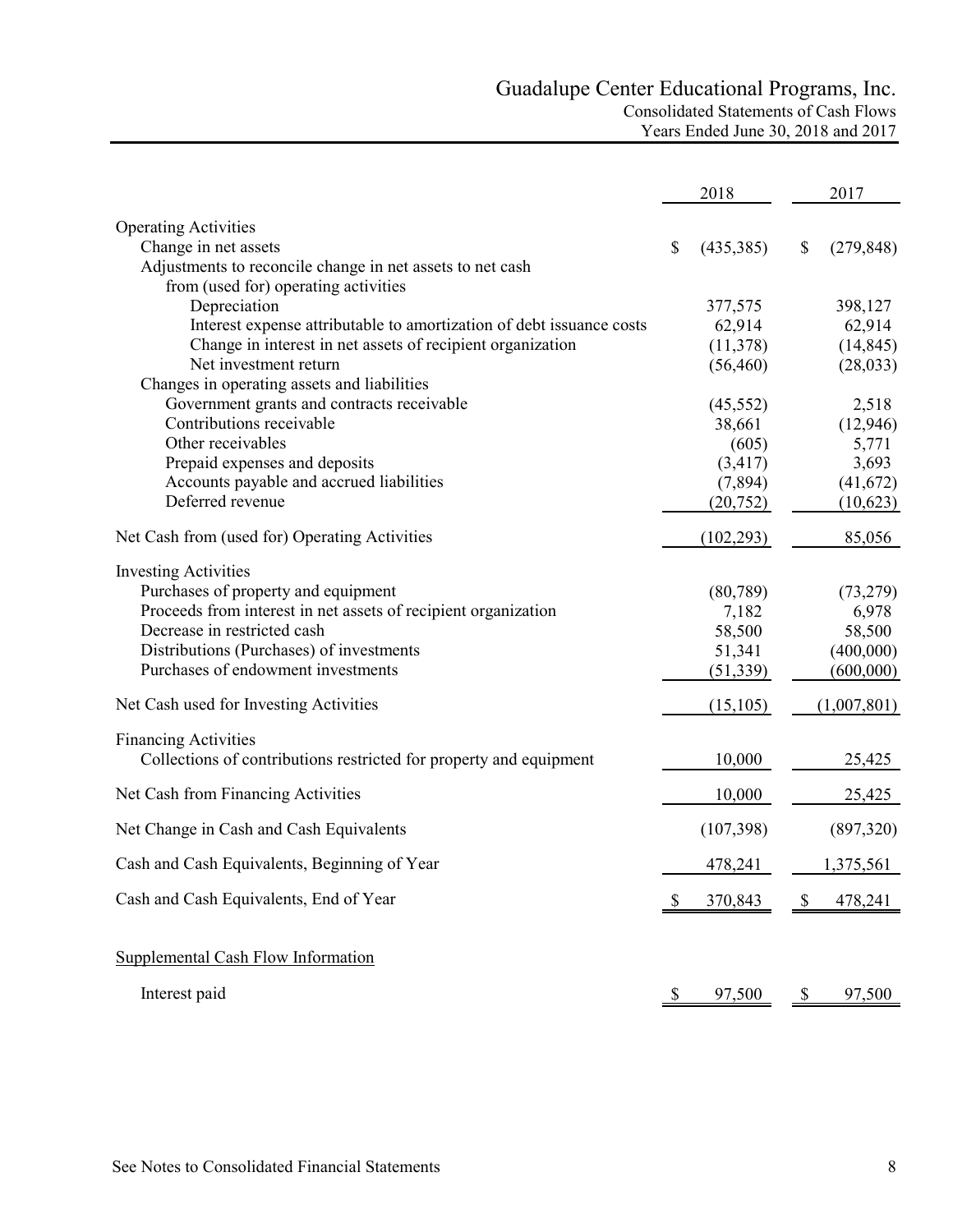# Guadalupe Center Educational Programs, Inc.

## Consolidated Statements of Cash Flows

### Years Ended June 30, 2018 and 2017

| | 2018 | 2017 |
|---|---|---|
| **Operating Activities** | | |
| Change in net assets | $ (435,385) | $ (279,848) |
| Adjustments to reconcile change in net assets to net cash from (used for) operating activities | | |
| Depreciation | 377,575 | 398,127 |
| Interest expense attributable to amortization of debt issuance costs | 62,914 | 62,914 |
| Change in interest in net assets of recipient organization | (11,378) | (14,845) |
| Net investment return | (56,460) | (28,033) |
| Changes in operating assets and liabilities | | |
| Government grants and contracts receivable | (45,552) | 2,518 |
| Contributions receivable | 38,661 | (12,946) |
| Other receivables | (605) | 5,771 |
| Prepaid expenses and deposits | (3,417) | 3,693 |
| Accounts payable and accrued liabilities | (7,894) | (41,672) |
| Deferred revenue | (20,752) | (10,623) |
| Net Cash from (used for) Operating Activities | (102,293) | 85,056 |
| **Investing Activities** | | |
| Purchases of property and equipment | (80,789) | (73,279) |
| Proceeds from interest in net assets of recipient organization | 7,182 | 6,978 |
| Decrease in restricted cash | 58,500 | 58,500 |
| Distributions (Purchases) of investments | 51,341 | (400,000) |
| Purchases of endowment investments | (51,339) | (600,000) |
| Net Cash used for Investing Activities | (15,105) | (1,007,801) |
| **Financing Activities** | | |
| Collections of contributions restricted for property and equipment | 10,000 | 25,425 |
| Net Cash from Financing Activities | 10,000 | 25,425 |
| Net Change in Cash and Cash Equivalents | (107,398) | (897,320) |
| Cash and Cash Equivalents, Beginning of Year | 478,241 | 1,375,561 |
| Cash and Cash Equivalents, End of Year | $ 370,843 | $ 478,241 |

**Supplemental Cash Flow Information**

| | 2018 | 2017 |
|---|---|---|
| Interest paid | $ 97,500 | $ 97,500 |

See Notes to Consolidated Financial Statements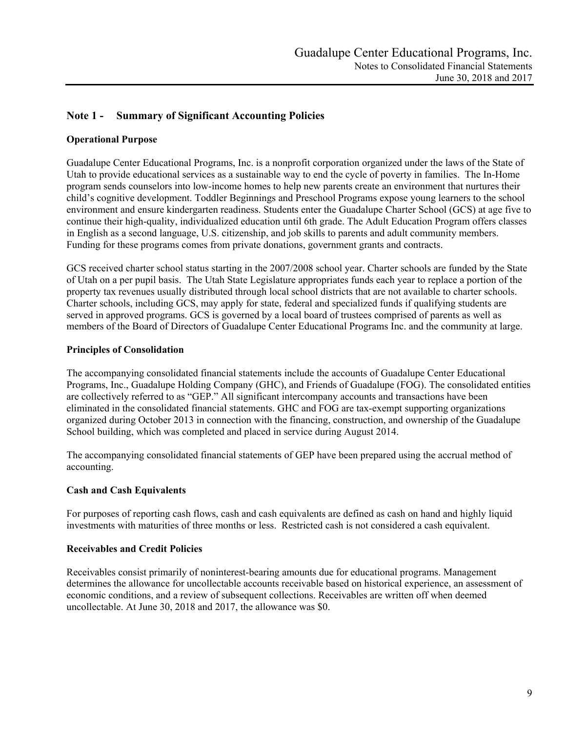## Note 1 - Summary of Significant Accounting Policies

### Operational Purpose

Guadalupe Center Educational Programs, Inc. is a nonprofit corporation organized under the laws of the State of Utah to provide educational services as a sustainable way to end the cycle of poverty in families. The In-Home program sends counselors into low-income homes to help new parents create an environment that nurtures their child's cognitive development. Toddler Beginnings and Preschool Programs expose young learners to the school environment and ensure kindergarten readiness. Students enter the Guadalupe Charter School (GCS) at age five to continue their high-quality, individualized education until 6th grade. The Adult Education Program offers classes in English as a second language, U.S. citizenship, and job skills to parents and adult community members. Funding for these programs comes from private donations, government grants and contracts.

GCS received charter school status starting in the 2007/2008 school year. Charter schools are funded by the State of Utah on a per pupil basis. The Utah State Legislature appropriates funds each year to replace a portion of the property tax revenues usually distributed through local school districts that are not available to charter schools. Charter schools, including GCS, may apply for state, federal and specialized funds if qualifying students are served in approved programs. GCS is governed by a local board of trustees comprised of parents as well as members of the Board of Directors of Guadalupe Center Educational Programs Inc. and the community at large.

### Principles of Consolidation

The accompanying consolidated financial statements include the accounts of Guadalupe Center Educational Programs, Inc., Guadalupe Holding Company (GHC), and Friends of Guadalupe (FOG). The consolidated entities are collectively referred to as "GEP." All significant intercompany accounts and transactions have been eliminated in the consolidated financial statements. GHC and FOG are tax-exempt supporting organizations organized during October 2013 in connection with the financing, construction, and ownership of the Guadalupe School building, which was completed and placed in service during August 2014.

The accompanying consolidated financial statements of GEP have been prepared using the accrual method of accounting.

### Cash and Cash Equivalents

For purposes of reporting cash flows, cash and cash equivalents are defined as cash on hand and highly liquid investments with maturities of three months or less. Restricted cash is not considered a cash equivalent.

### Receivables and Credit Policies

Receivables consist primarily of noninterest-bearing amounts due for educational programs. Management determines the allowance for uncollectable accounts receivable based on historical experience, an assessment of economic conditions, and a review of subsequent collections. Receivables are written off when deemed uncollectable. At June 30, 2018 and 2017, the allowance was $0.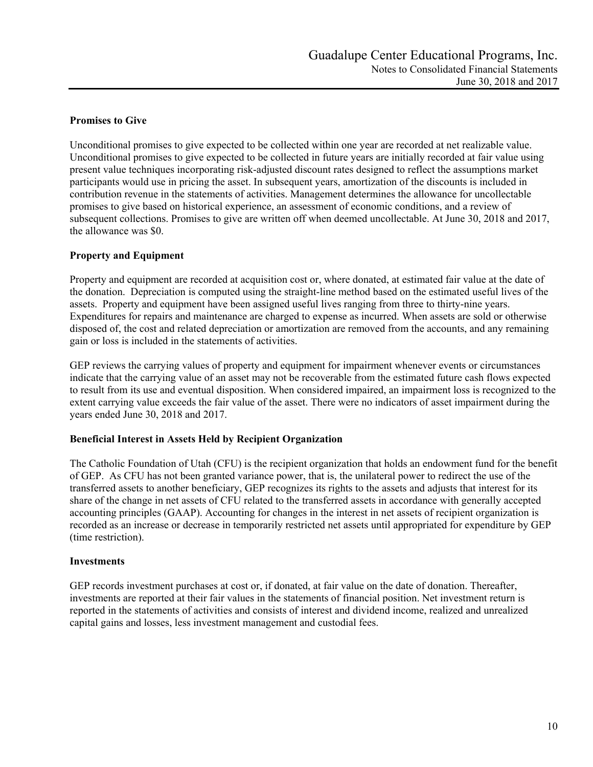## Promises to Give

Unconditional promises to give expected to be collected within one year are recorded at net realizable value. Unconditional promises to give expected to be collected in future years are initially recorded at fair value using present value techniques incorporating risk-adjusted discount rates designed to reflect the assumptions market participants would use in pricing the asset. In subsequent years, amortization of the discounts is included in contribution revenue in the statements of activities. Management determines the allowance for uncollectable promises to give based on historical experience, an assessment of economic conditions, and a review of subsequent collections. Promises to give are written off when deemed uncollectable. At June 30, 2018 and 2017, the allowance was $0.

## Property and Equipment

Property and equipment are recorded at acquisition cost or, where donated, at estimated fair value at the date of the donation. Depreciation is computed using the straight-line method based on the estimated useful lives of the assets. Property and equipment have been assigned useful lives ranging from three to thirty-nine years. Expenditures for repairs and maintenance are charged to expense as incurred. When assets are sold or otherwise disposed of, the cost and related depreciation or amortization are removed from the accounts, and any remaining gain or loss is included in the statements of activities.

GEP reviews the carrying values of property and equipment for impairment whenever events or circumstances indicate that the carrying value of an asset may not be recoverable from the estimated future cash flows expected to result from its use and eventual disposition. When considered impaired, an impairment loss is recognized to the extent carrying value exceeds the fair value of the asset. There were no indicators of asset impairment during the years ended June 30, 2018 and 2017.

## Beneficial Interest in Assets Held by Recipient Organization

The Catholic Foundation of Utah (CFU) is the recipient organization that holds an endowment fund for the benefit of GEP. As CFU has not been granted variance power, that is, the unilateral power to redirect the use of the transferred assets to another beneficiary, GEP recognizes its rights to the assets and adjusts that interest for its share of the change in net assets of CFU related to the transferred assets in accordance with generally accepted accounting principles (GAAP). Accounting for changes in the interest in net assets of recipient organization is recorded as an increase or decrease in temporarily restricted net assets until appropriated for expenditure by GEP (time restriction).

## Investments

GEP records investment purchases at cost or, if donated, at fair value on the date of donation. Thereafter, investments are reported at their fair values in the statements of financial position. Net investment return is reported in the statements of activities and consists of interest and dividend income, realized and unrealized capital gains and losses, less investment management and custodial fees.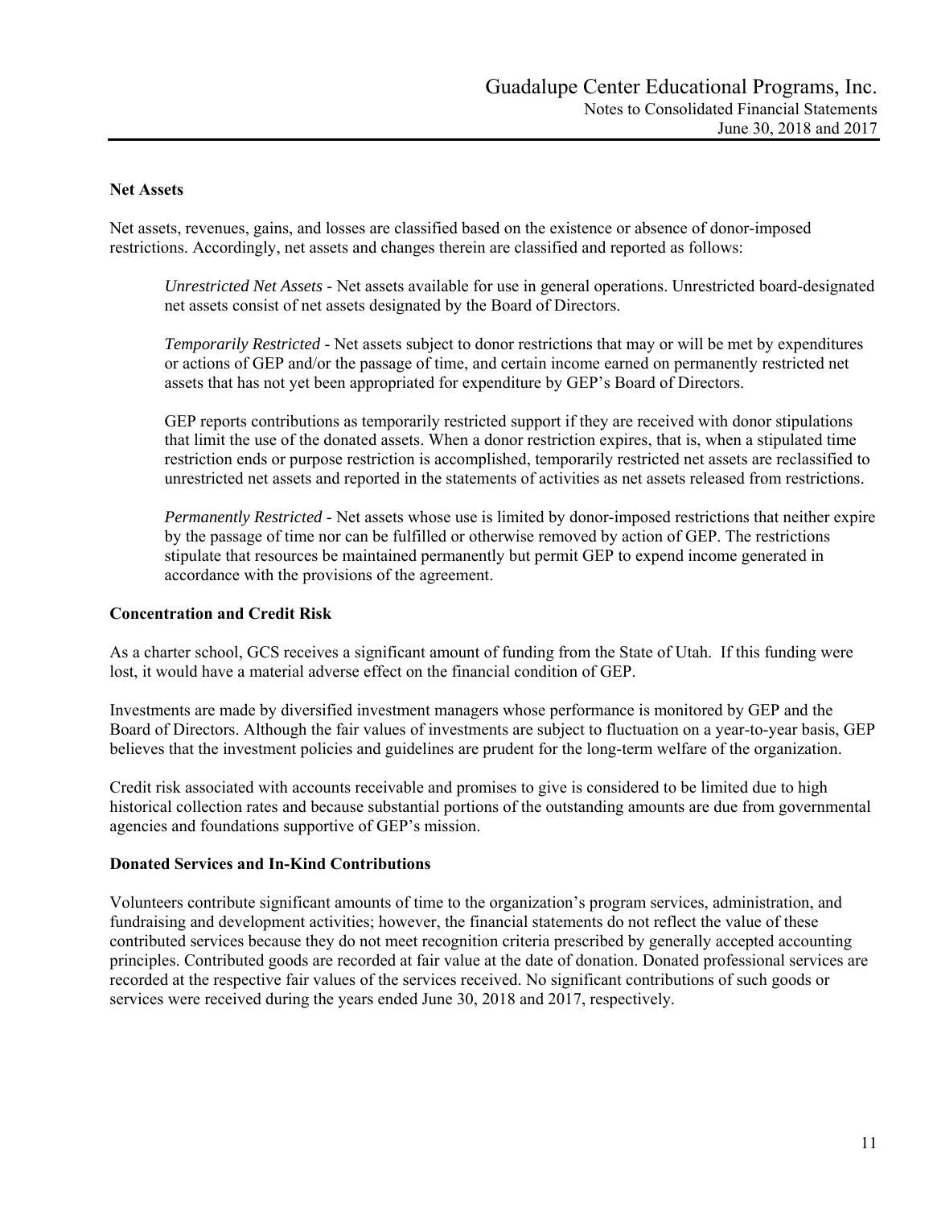## Net Assets

Net assets, revenues, gains, and losses are classified based on the existence or absence of donor-imposed restrictions. Accordingly, net assets and changes therein are classified and reported as follows:

*Unrestricted Net Assets* - Net assets available for use in general operations. Unrestricted board-designated net assets consist of net assets designated by the Board of Directors.

*Temporarily Restricted* - Net assets subject to donor restrictions that may or will be met by expenditures or actions of GEP and/or the passage of time, and certain income earned on permanently restricted net assets that has not yet been appropriated for expenditure by GEP's Board of Directors.

GEP reports contributions as temporarily restricted support if they are received with donor stipulations that limit the use of the donated assets. When a donor restriction expires, that is, when a stipulated time restriction ends or purpose restriction is accomplished, temporarily restricted net assets are reclassified to unrestricted net assets and reported in the statements of activities as net assets released from restrictions.

*Permanently Restricted* - Net assets whose use is limited by donor-imposed restrictions that neither expire by the passage of time nor can be fulfilled or otherwise removed by action of GEP. The restrictions stipulate that resources be maintained permanently but permit GEP to expend income generated in accordance with the provisions of the agreement.

## Concentration and Credit Risk

As a charter school, GCS receives a significant amount of funding from the State of Utah. If this funding were lost, it would have a material adverse effect on the financial condition of GEP.

Investments are made by diversified investment managers whose performance is monitored by GEP and the Board of Directors. Although the fair values of investments are subject to fluctuation on a year-to-year basis, GEP believes that the investment policies and guidelines are prudent for the long-term welfare of the organization.

Credit risk associated with accounts receivable and promises to give is considered to be limited due to high historical collection rates and because substantial portions of the outstanding amounts are due from governmental agencies and foundations supportive of GEP's mission.

## Donated Services and In-Kind Contributions

Volunteers contribute significant amounts of time to the organization's program services, administration, and fundraising and development activities; however, the financial statements do not reflect the value of these contributed services because they do not meet recognition criteria prescribed by generally accepted accounting principles. Contributed goods are recorded at fair value at the date of donation. Donated professional services are recorded at the respective fair values of the services received. No significant contributions of such goods or services were received during the years ended June 30, 2018 and 2017, respectively.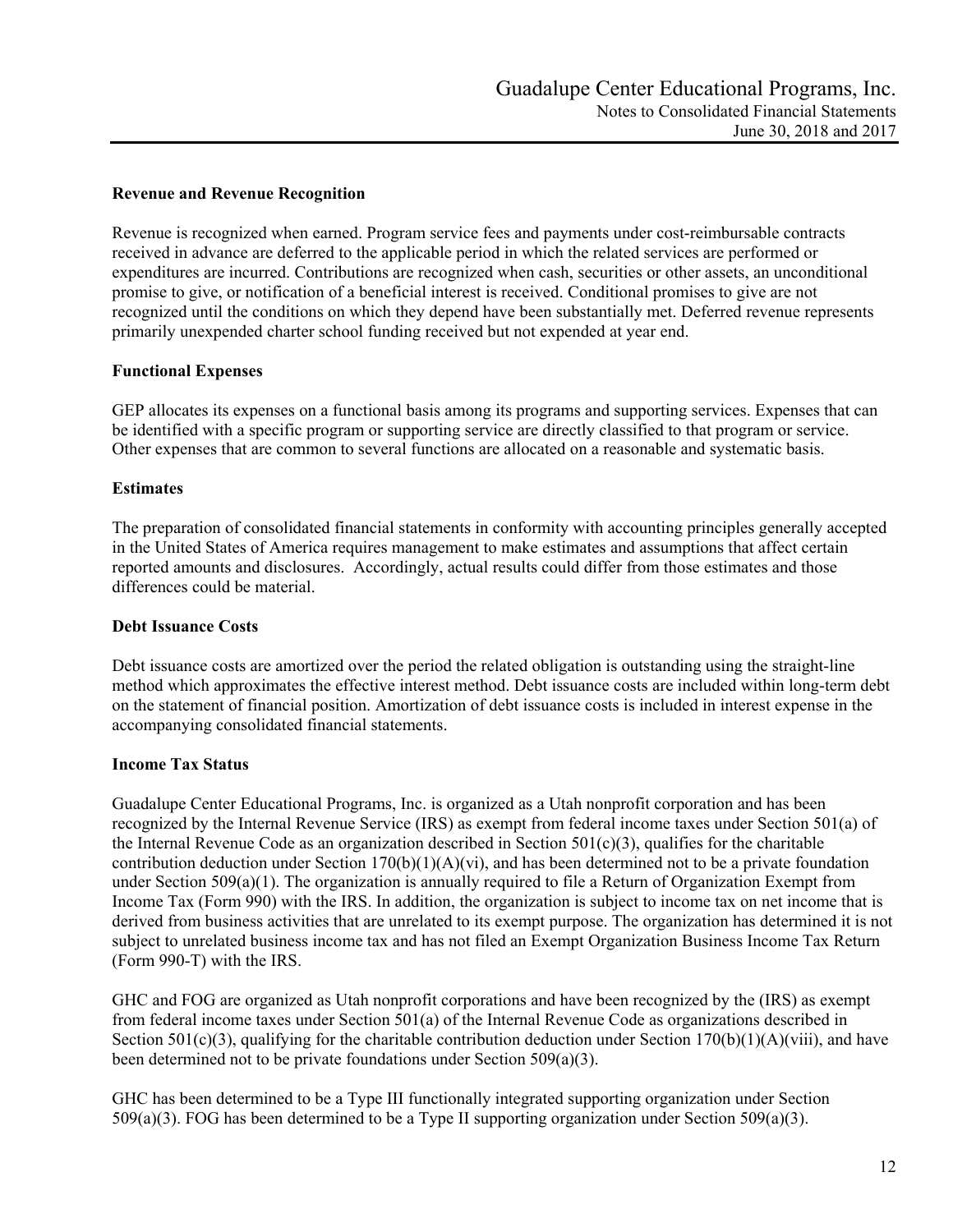### Revenue and Revenue Recognition

Revenue is recognized when earned. Program service fees and payments under cost-reimbursable contracts received in advance are deferred to the applicable period in which the related services are performed or expenditures are incurred. Contributions are recognized when cash, securities or other assets, an unconditional promise to give, or notification of a beneficial interest is received. Conditional promises to give are not recognized until the conditions on which they depend have been substantially met. Deferred revenue represents primarily unexpended charter school funding received but not expended at year end.

### Functional Expenses

GEP allocates its expenses on a functional basis among its programs and supporting services. Expenses that can be identified with a specific program or supporting service are directly classified to that program or service. Other expenses that are common to several functions are allocated on a reasonable and systematic basis.

### Estimates

The preparation of consolidated financial statements in conformity with accounting principles generally accepted in the United States of America requires management to make estimates and assumptions that affect certain reported amounts and disclosures. Accordingly, actual results could differ from those estimates and those differences could be material.

### Debt Issuance Costs

Debt issuance costs are amortized over the period the related obligation is outstanding using the straight-line method which approximates the effective interest method. Debt issuance costs are included within long-term debt on the statement of financial position. Amortization of debt issuance costs is included in interest expense in the accompanying consolidated financial statements.

### Income Tax Status

Guadalupe Center Educational Programs, Inc. is organized as a Utah nonprofit corporation and has been recognized by the Internal Revenue Service (IRS) as exempt from federal income taxes under Section 501(a) of the Internal Revenue Code as an organization described in Section 501(c)(3), qualifies for the charitable contribution deduction under Section 170(b)(1)(A)(vi), and has been determined not to be a private foundation under Section 509(a)(1). The organization is annually required to file a Return of Organization Exempt from Income Tax (Form 990) with the IRS. In addition, the organization is subject to income tax on net income that is derived from business activities that are unrelated to its exempt purpose. The organization has determined it is not subject to unrelated business income tax and has not filed an Exempt Organization Business Income Tax Return (Form 990-T) with the IRS.

GHC and FOG are organized as Utah nonprofit corporations and have been recognized by the (IRS) as exempt from federal income taxes under Section 501(a) of the Internal Revenue Code as organizations described in Section 501(c)(3), qualifying for the charitable contribution deduction under Section 170(b)(1)(A)(viii), and have been determined not to be private foundations under Section 509(a)(3).

GHC has been determined to be a Type III functionally integrated supporting organization under Section 509(a)(3). FOG has been determined to be a Type II supporting organization under Section 509(a)(3).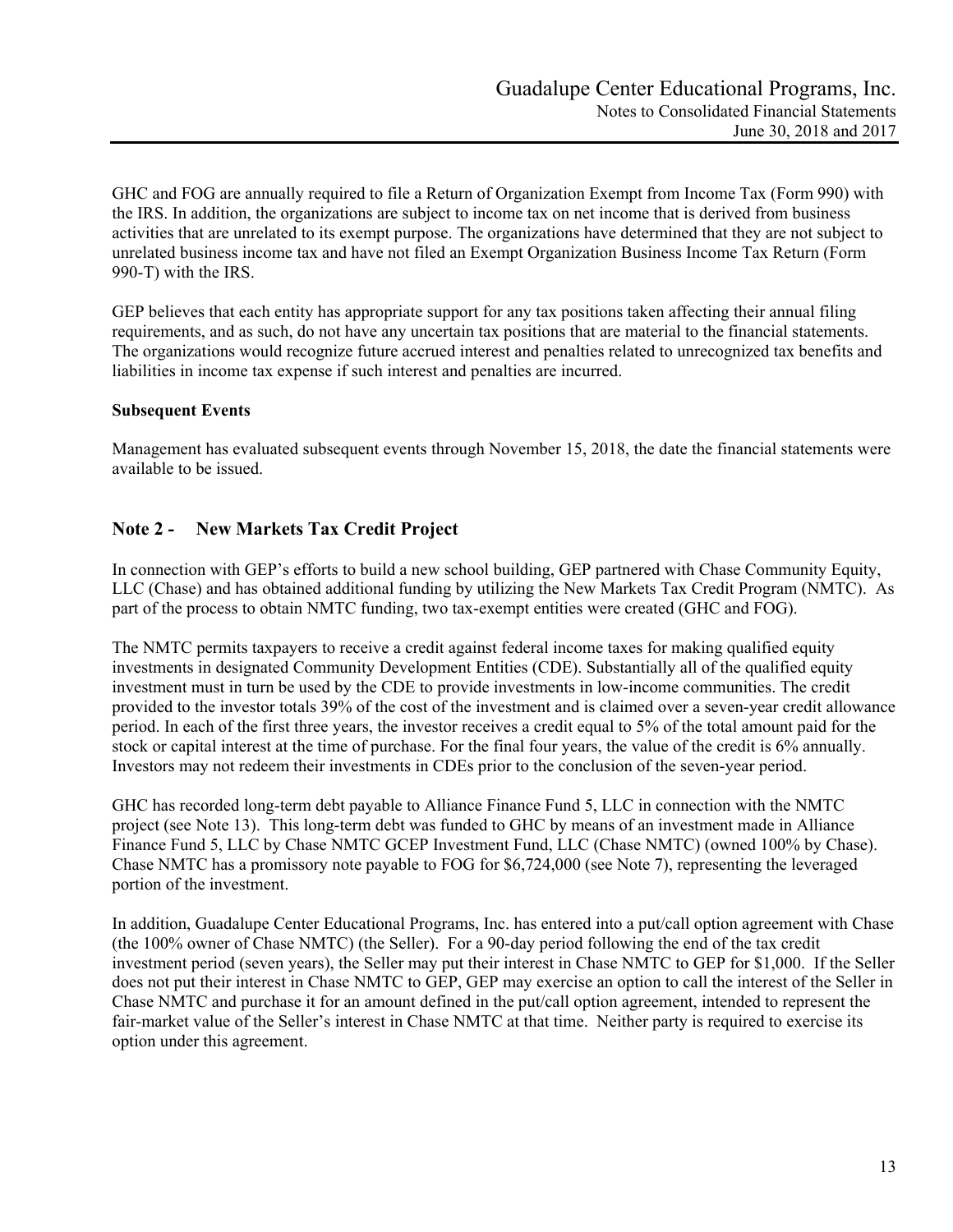GHC and FOG are annually required to file a Return of Organization Exempt from Income Tax (Form 990) with the IRS. In addition, the organizations are subject to income tax on net income that is derived from business activities that are unrelated to its exempt purpose. The organizations have determined that they are not subject to unrelated business income tax and have not filed an Exempt Organization Business Income Tax Return (Form 990-T) with the IRS.

GEP believes that each entity has appropriate support for any tax positions taken affecting their annual filing requirements, and as such, do not have any uncertain tax positions that are material to the financial statements. The organizations would recognize future accrued interest and penalties related to unrecognized tax benefits and liabilities in income tax expense if such interest and penalties are incurred.

**Subsequent Events**

Management has evaluated subsequent events through November 15, 2018, the date the financial statements were available to be issued.

## Note 2 - New Markets Tax Credit Project

In connection with GEP's efforts to build a new school building, GEP partnered with Chase Community Equity, LLC (Chase) and has obtained additional funding by utilizing the New Markets Tax Credit Program (NMTC). As part of the process to obtain NMTC funding, two tax-exempt entities were created (GHC and FOG).

The NMTC permits taxpayers to receive a credit against federal income taxes for making qualified equity investments in designated Community Development Entities (CDE). Substantially all of the qualified equity investment must in turn be used by the CDE to provide investments in low-income communities. The credit provided to the investor totals 39% of the cost of the investment and is claimed over a seven-year credit allowance period. In each of the first three years, the investor receives a credit equal to 5% of the total amount paid for the stock or capital interest at the time of purchase. For the final four years, the value of the credit is 6% annually. Investors may not redeem their investments in CDEs prior to the conclusion of the seven-year period.

GHC has recorded long-term debt payable to Alliance Finance Fund 5, LLC in connection with the NMTC project (see Note 13). This long-term debt was funded to GHC by means of an investment made in Alliance Finance Fund 5, LLC by Chase NMTC GCEP Investment Fund, LLC (Chase NMTC) (owned 100% by Chase). Chase NMTC has a promissory note payable to FOG for $6,724,000 (see Note 7), representing the leveraged portion of the investment.

In addition, Guadalupe Center Educational Programs, Inc. has entered into a put/call option agreement with Chase (the 100% owner of Chase NMTC) (the Seller). For a 90-day period following the end of the tax credit investment period (seven years), the Seller may put their interest in Chase NMTC to GEP for $1,000. If the Seller does not put their interest in Chase NMTC to GEP, GEP may exercise an option to call the interest of the Seller in Chase NMTC and purchase it for an amount defined in the put/call option agreement, intended to represent the fair-market value of the Seller's interest in Chase NMTC at that time. Neither party is required to exercise its option under this agreement.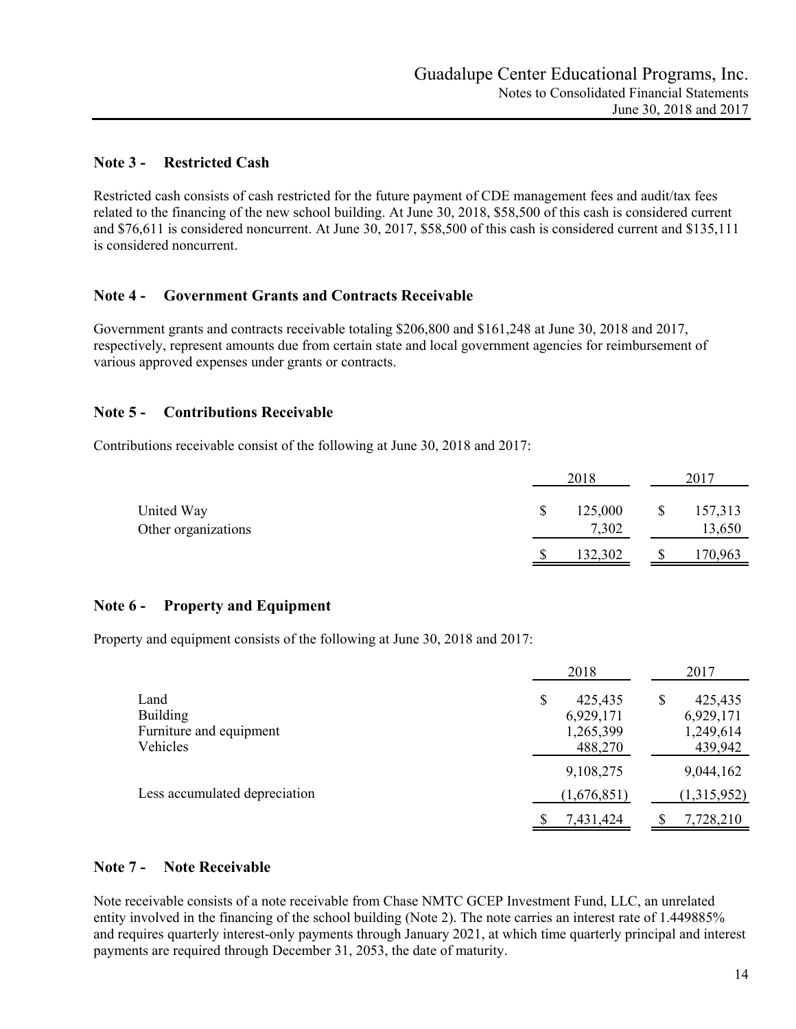## Note 3 - Restricted Cash

Restricted cash consists of cash restricted for the future payment of CDE management fees and audit/tax fees related to the financing of the new school building. At June 30, 2018, $58,500 of this cash is considered current and $76,611 is considered noncurrent. At June 30, 2017, $58,500 of this cash is considered current and $135,111 is considered noncurrent.

## Note 4 - Government Grants and Contracts Receivable

Government grants and contracts receivable totaling $206,800 and $161,248 at June 30, 2018 and 2017, respectively, represent amounts due from certain state and local government agencies for reimbursement of various approved expenses under grants or contracts.

## Note 5 - Contributions Receivable

Contributions receivable consist of the following at June 30, 2018 and 2017:

| | 2018 | 2017 |
|---|---|---|
| United Way | $ 125,000 | $ 157,313 |
| Other organizations | 7,302 | 13,650 |
| | $ 132,302 | $ 170,963 |

## Note 6 - Property and Equipment

Property and equipment consists of the following at June 30, 2018 and 2017:

| | 2018 | 2017 |
|---|---|---|
| Land | $ 425,435 | $ 425,435 |
| Building | 6,929,171 | 6,929,171 |
| Furniture and equipment | 1,265,399 | 1,249,614 |
| Vehicles | 488,270 | 439,942 |
| | 9,108,275 | 9,044,162 |
| Less accumulated depreciation | (1,676,851) | (1,315,952) |
| | $ 7,431,424 | $ 7,728,210 |

## Note 7 - Note Receivable

Note receivable consists of a note receivable from Chase NMTC GCEP Investment Fund, LLC, an unrelated entity involved in the financing of the school building (Note 2). The note carries an interest rate of 1.449885% and requires quarterly interest-only payments through January 2021, at which time quarterly principal and interest payments are required through December 31, 2053, the date of maturity.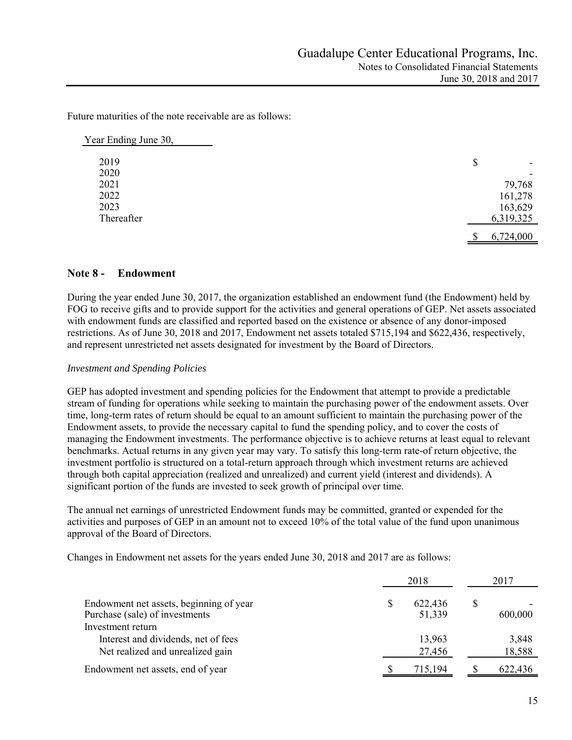Future maturities of the note receivable are as follows:

| Year Ending June 30, | |
|---|---|
| 2019 | $ - |
| 2020 | - |
| 2021 | 79,768 |
| 2022 | 161,278 |
| 2023 | 163,629 |
| Thereafter | 6,319,325 |
| | $ 6,724,000 |

## Note 8 - Endowment

During the year ended June 30, 2017, the organization established an endowment fund (the Endowment) held by FOG to receive gifts and to provide support for the activities and general operations of GEP. Net assets associated with endowment funds are classified and reported based on the existence or absence of any donor-imposed restrictions. As of June 30, 2018 and 2017, Endowment net assets totaled $715,194 and $622,436, respectively, and represent unrestricted net assets designated for investment by the Board of Directors.

*Investment and Spending Policies*

GEP has adopted investment and spending policies for the Endowment that attempt to provide a predictable stream of funding for operations while seeking to maintain the purchasing power of the endowment assets. Over time, long-term rates of return should be equal to an amount sufficient to maintain the purchasing power of the Endowment assets, to provide the necessary capital to fund the spending policy, and to cover the costs of managing the Endowment investments. The performance objective is to achieve returns at least equal to relevant benchmarks. Actual returns in any given year may vary. To satisfy this long-term rate-of return objective, the investment portfolio is structured on a total-return approach through which investment returns are achieved through both capital appreciation (realized and unrealized) and current yield (interest and dividends). A significant portion of the funds are invested to seek growth of principal over time.

The annual net earnings of unrestricted Endowment funds may be committed, granted or expended for the activities and purposes of GEP in an amount not to exceed 10% of the total value of the fund upon unanimous approval of the Board of Directors.

Changes in Endowment net assets for the years ended June 30, 2018 and 2017 are as follows:

| | 2018 | 2017 |
|---|---|---|
| Endowment net assets, beginning of year | $ 622,436 | $ - |
| Purchase (sale) of investments | 51,339 | 600,000 |
| Investment return | | |
| Interest and dividends, net of fees | 13,963 | 3,848 |
| Net realized and unrealized gain | 27,456 | 18,588 |
| Endowment net assets, end of year | $ 715,194 | $ 622,436 |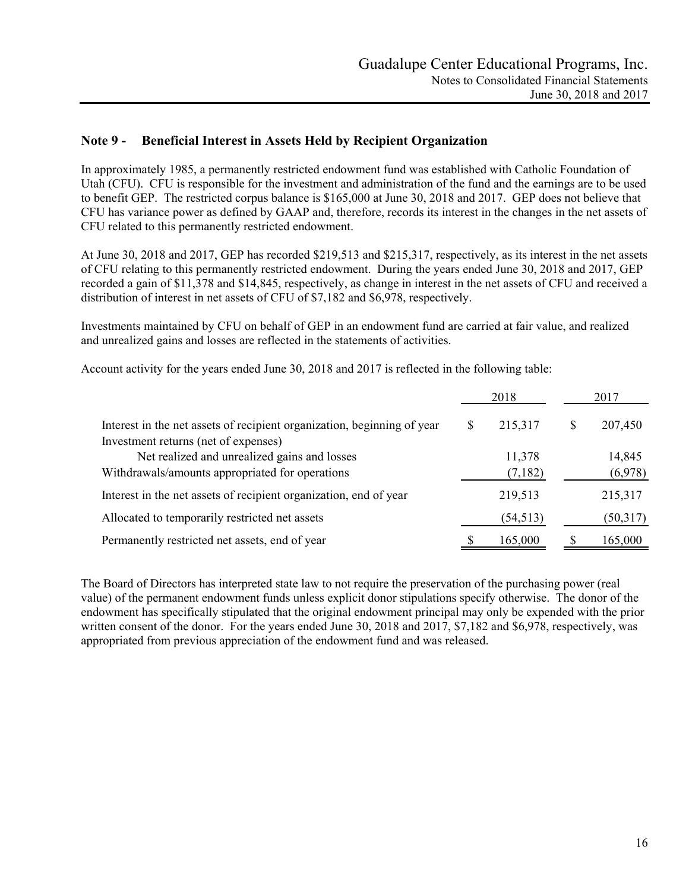## Note 9 - Beneficial Interest in Assets Held by Recipient Organization

In approximately 1985, a permanently restricted endowment fund was established with Catholic Foundation of Utah (CFU). CFU is responsible for the investment and administration of the fund and the earnings are to be used to benefit GEP. The restricted corpus balance is $165,000 at June 30, 2018 and 2017. GEP does not believe that CFU has variance power as defined by GAAP and, therefore, records its interest in the changes in the net assets of CFU related to this permanently restricted endowment.

At June 30, 2018 and 2017, GEP has recorded $219,513 and $215,317, respectively, as its interest in the net assets of CFU relating to this permanently restricted endowment. During the years ended June 30, 2018 and 2017, GEP recorded a gain of $11,378 and $14,845, respectively, as change in interest in the net assets of CFU and received a distribution of interest in net assets of CFU of $7,182 and $6,978, respectively.

Investments maintained by CFU on behalf of GEP in an endowment fund are carried at fair value, and realized and unrealized gains and losses are reflected in the statements of activities.

Account activity for the years ended June 30, 2018 and 2017 is reflected in the following table:

| | 2018 | 2017 |
|---|---|---|
| Interest in the net assets of recipient organization, beginning of year | $ 215,317 | $ 207,450 |
| Investment returns (net of expenses) | | |
| Net realized and unrealized gains and losses | 11,378 | 14,845 |
| Withdrawals/amounts appropriated for operations | (7,182) | (6,978) |
| Interest in the net assets of recipient organization, end of year | 219,513 | 215,317 |
| Allocated to temporarily restricted net assets | (54,513) | (50,317) |
| Permanently restricted net assets, end of year | $ 165,000 | $ 165,000 |

The Board of Directors has interpreted state law to not require the preservation of the purchasing power (real value) of the permanent endowment funds unless explicit donor stipulations specify otherwise. The donor of the endowment has specifically stipulated that the original endowment principal may only be expended with the prior written consent of the donor. For the years ended June 30, 2018 and 2017, $7,182 and $6,978, respectively, was appropriated from previous appreciation of the endowment fund and was released.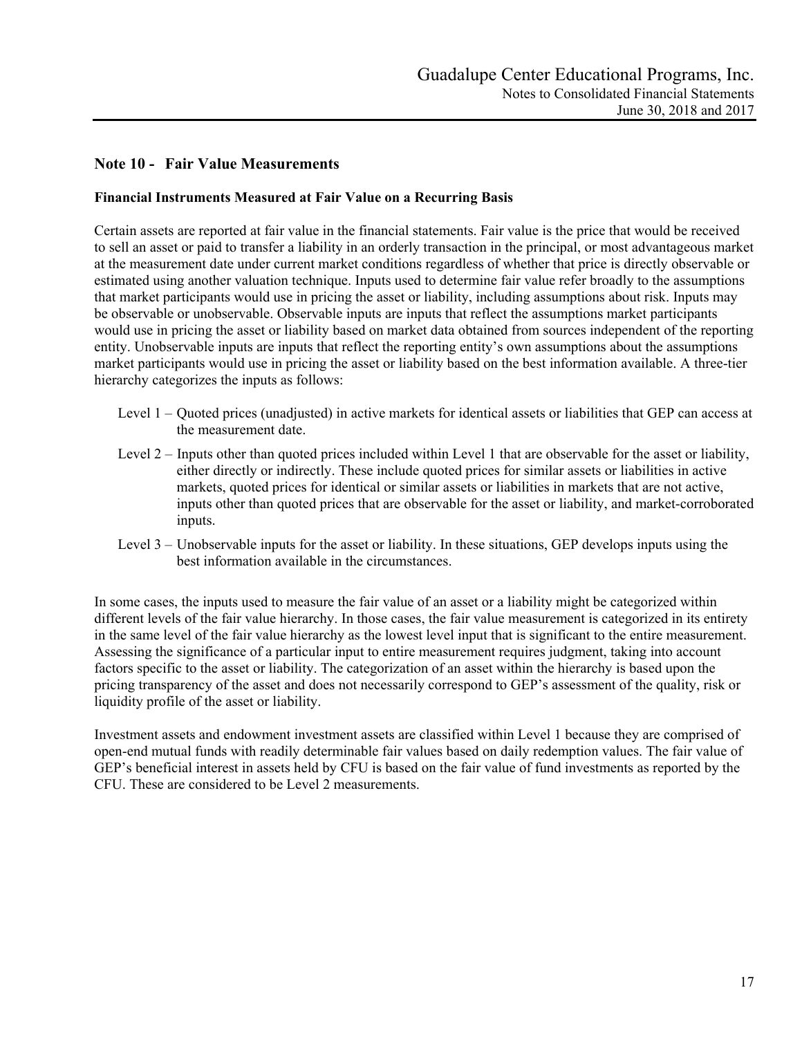## Note 10 - Fair Value Measurements

### Financial Instruments Measured at Fair Value on a Recurring Basis

Certain assets are reported at fair value in the financial statements. Fair value is the price that would be received to sell an asset or paid to transfer a liability in an orderly transaction in the principal, or most advantageous market at the measurement date under current market conditions regardless of whether that price is directly observable or estimated using another valuation technique. Inputs used to determine fair value refer broadly to the assumptions that market participants would use in pricing the asset or liability, including assumptions about risk. Inputs may be observable or unobservable. Observable inputs are inputs that reflect the assumptions market participants would use in pricing the asset or liability based on market data obtained from sources independent of the reporting entity. Unobservable inputs are inputs that reflect the reporting entity's own assumptions about the assumptions market participants would use in pricing the asset or liability based on the best information available. A three-tier hierarchy categorizes the inputs as follows:

- Level 1 – Quoted prices (unadjusted) in active markets for identical assets or liabilities that GEP can access at the measurement date.
- Level 2 – Inputs other than quoted prices included within Level 1 that are observable for the asset or liability, either directly or indirectly. These include quoted prices for similar assets or liabilities in active markets, quoted prices for identical or similar assets or liabilities in markets that are not active, inputs other than quoted prices that are observable for the asset or liability, and market-corroborated inputs.
- Level 3 – Unobservable inputs for the asset or liability. In these situations, GEP develops inputs using the best information available in the circumstances.

In some cases, the inputs used to measure the fair value of an asset or a liability might be categorized within different levels of the fair value hierarchy. In those cases, the fair value measurement is categorized in its entirety in the same level of the fair value hierarchy as the lowest level input that is significant to the entire measurement. Assessing the significance of a particular input to entire measurement requires judgment, taking into account factors specific to the asset or liability. The categorization of an asset within the hierarchy is based upon the pricing transparency of the asset and does not necessarily correspond to GEP's assessment of the quality, risk or liquidity profile of the asset or liability.

Investment assets and endowment investment assets are classified within Level 1 because they are comprised of open-end mutual funds with readily determinable fair values based on daily redemption values. The fair value of GEP's beneficial interest in assets held by CFU is based on the fair value of fund investments as reported by the CFU. These are considered to be Level 2 measurements.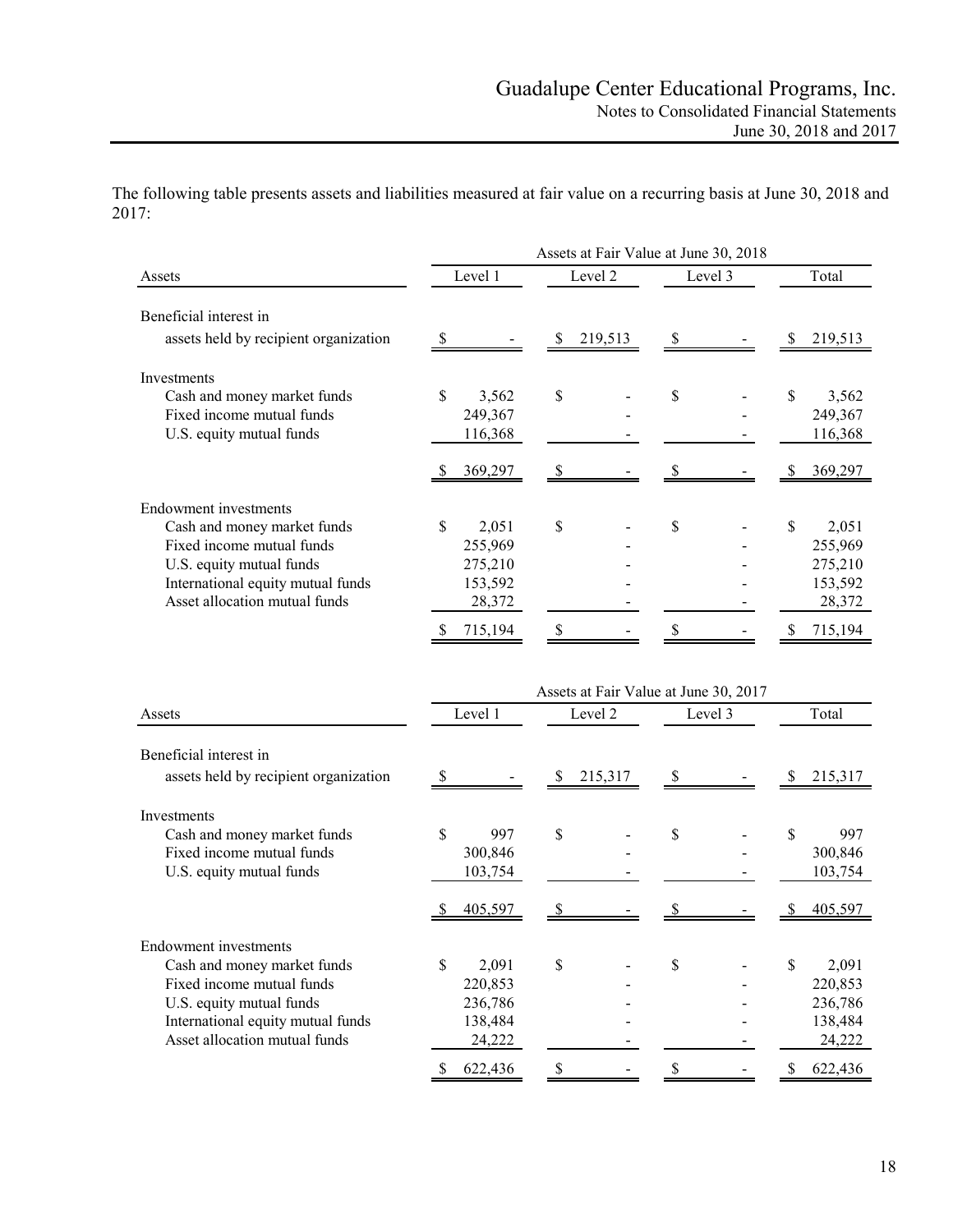The following table presents assets and liabilities measured at fair value on a recurring basis at June 30, 2018 and 2017:

| Assets | Assets at Fair Value at June 30, 2018 | | | |
|---|---|---|---|---|
| | Level 1 | Level 2 | Level 3 | Total |
| Beneficial interest in assets held by recipient organization | $ - | $ 219,513 | $ - | $ 219,513 |
| Investments | | | | |
| Cash and money market funds | $ 3,562 | $ - | $ - | $ 3,562 |
| Fixed income mutual funds | 249,367 | - | - | 249,367 |
| U.S. equity mutual funds | 116,368 | - | - | 116,368 |
| | $ 369,297 | $ - | $ - | $ 369,297 |
| Endowment investments | | | | |
| Cash and money market funds | $ 2,051 | $ - | $ - | $ 2,051 |
| Fixed income mutual funds | 255,969 | - | - | 255,969 |
| U.S. equity mutual funds | 275,210 | - | - | 275,210 |
| International equity mutual funds | 153,592 | - | - | 153,592 |
| Asset allocation mutual funds | 28,372 | - | - | 28,372 |
| | $ 715,194 | $ - | $ - | $ 715,194 |

| Assets | Assets at Fair Value at June 30, 2017 | | | |
|---|---|---|---|---|
| | Level 1 | Level 2 | Level 3 | Total |
| Beneficial interest in assets held by recipient organization | $ - | $ 215,317 | $ - | $ 215,317 |
| Investments | | | | |
| Cash and money market funds | $ 997 | $ - | $ - | $ 997 |
| Fixed income mutual funds | 300,846 | - | - | 300,846 |
| U.S. equity mutual funds | 103,754 | - | - | 103,754 |
| | $ 405,597 | $ - | $ - | $ 405,597 |
| Endowment investments | | | | |
| Cash and money market funds | $ 2,091 | $ - | $ - | $ 2,091 |
| Fixed income mutual funds | 220,853 | - | - | 220,853 |
| U.S. equity mutual funds | 236,786 | - | - | 236,786 |
| International equity mutual funds | 138,484 | - | - | 138,484 |
| Asset allocation mutual funds | 24,222 | - | - | 24,222 |
| | $ 622,436 | $ - | $ - | $ 622,436 |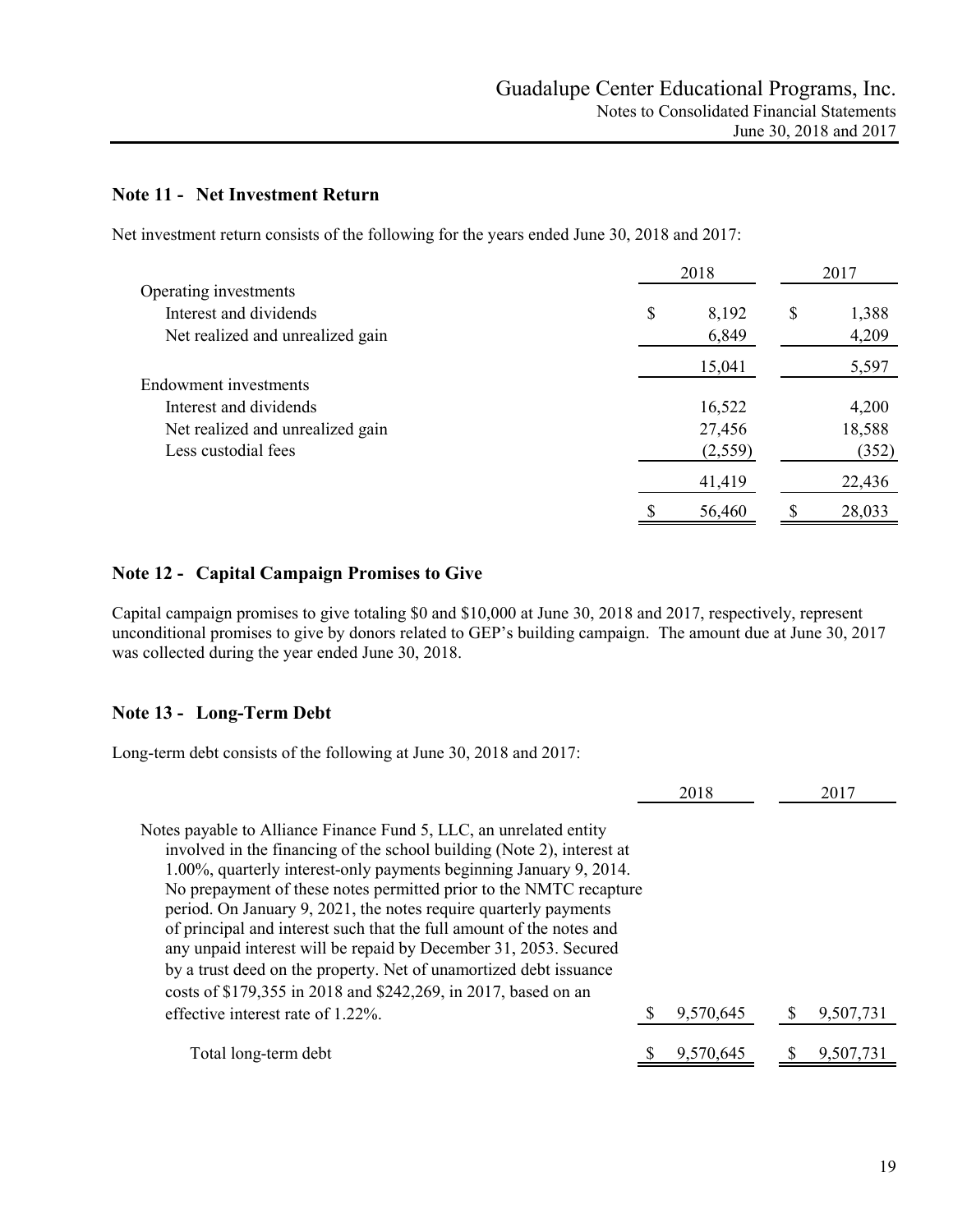## Note 11 - Net Investment Return

Net investment return consists of the following for the years ended June 30, 2018 and 2017:

| | 2018 | 2017 |
|---|---|---|
| Operating investments | | |
| Interest and dividends | $ 8,192 | $ 1,388 |
| Net realized and unrealized gain | 6,849 | 4,209 |
| | 15,041 | 5,597 |
| Endowment investments | | |
| Interest and dividends | 16,522 | 4,200 |
| Net realized and unrealized gain | 27,456 | 18,588 |
| Less custodial fees | (2,559) | (352) |
| | 41,419 | 22,436 |
| | $ 56,460 | $ 28,033 |

## Note 12 - Capital Campaign Promises to Give

Capital campaign promises to give totaling $0 and $10,000 at June 30, 2018 and 2017, respectively, represent unconditional promises to give by donors related to GEP's building campaign. The amount due at June 30, 2017 was collected during the year ended June 30, 2018.

## Note 13 - Long-Term Debt

Long-term debt consists of the following at June 30, 2018 and 2017:

| | 2018 | 2017 |
|---|---|---|
| Notes payable to Alliance Finance Fund 5, LLC, an unrelated entity involved in the financing of the school building (Note 2), interest at 1.00%, quarterly interest-only payments beginning January 9, 2014. No prepayment of these notes permitted prior to the NMTC recapture period. On January 9, 2021, the notes require quarterly payments of principal and interest such that the full amount of the notes and any unpaid interest will be repaid by December 31, 2053. Secured by a trust deed on the property. Net of unamortized debt issuance costs of $179,355 in 2018 and $242,269, in 2017, based on an effective interest rate of 1.22%. | $ 9,570,645 | $ 9,507,731 |
| Total long-term debt | $ 9,570,645 | $ 9,507,731 |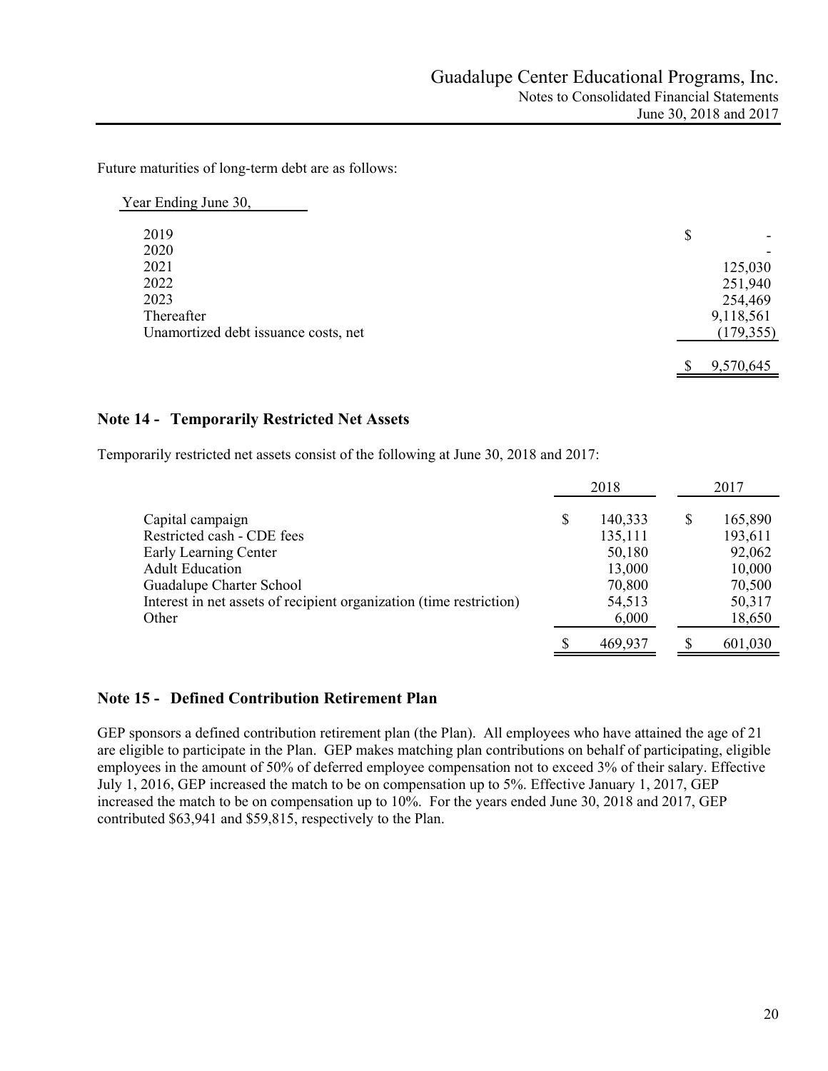Future maturities of long-term debt are as follows:

| Year Ending June 30, | |
|---|---|
| 2019 | $ - |
| 2020 | - |
| 2021 | 125,030 |
| 2022 | 251,940 |
| 2023 | 254,469 |
| Thereafter | 9,118,561 |
| Unamortized debt issuance costs, net | (179,355) |
| | $ 9,570,645 |

## Note 14 - Temporarily Restricted Net Assets

Temporarily restricted net assets consist of the following at June 30, 2018 and 2017:

| | 2018 | 2017 |
|---|---|---|
| Capital campaign | $ 140,333 | $ 165,890 |
| Restricted cash - CDE fees | 135,111 | 193,611 |
| Early Learning Center | 50,180 | 92,062 |
| Adult Education | 13,000 | 10,000 |
| Guadalupe Charter School | 70,800 | 70,500 |
| Interest in net assets of recipient organization (time restriction) | 54,513 | 50,317 |
| Other | 6,000 | 18,650 |
| | $ 469,937 | $ 601,030 |

## Note 15 - Defined Contribution Retirement Plan

GEP sponsors a defined contribution retirement plan (the Plan). All employees who have attained the age of 21 are eligible to participate in the Plan. GEP makes matching plan contributions on behalf of participating, eligible employees in the amount of 50% of deferred employee compensation not to exceed 3% of their salary. Effective July 1, 2016, GEP increased the match to be on compensation up to 5%. Effective January 1, 2017, GEP increased the match to be on compensation up to 10%. For the years ended June 30, 2018 and 2017, GEP contributed $63,941 and $59,815, respectively to the Plan.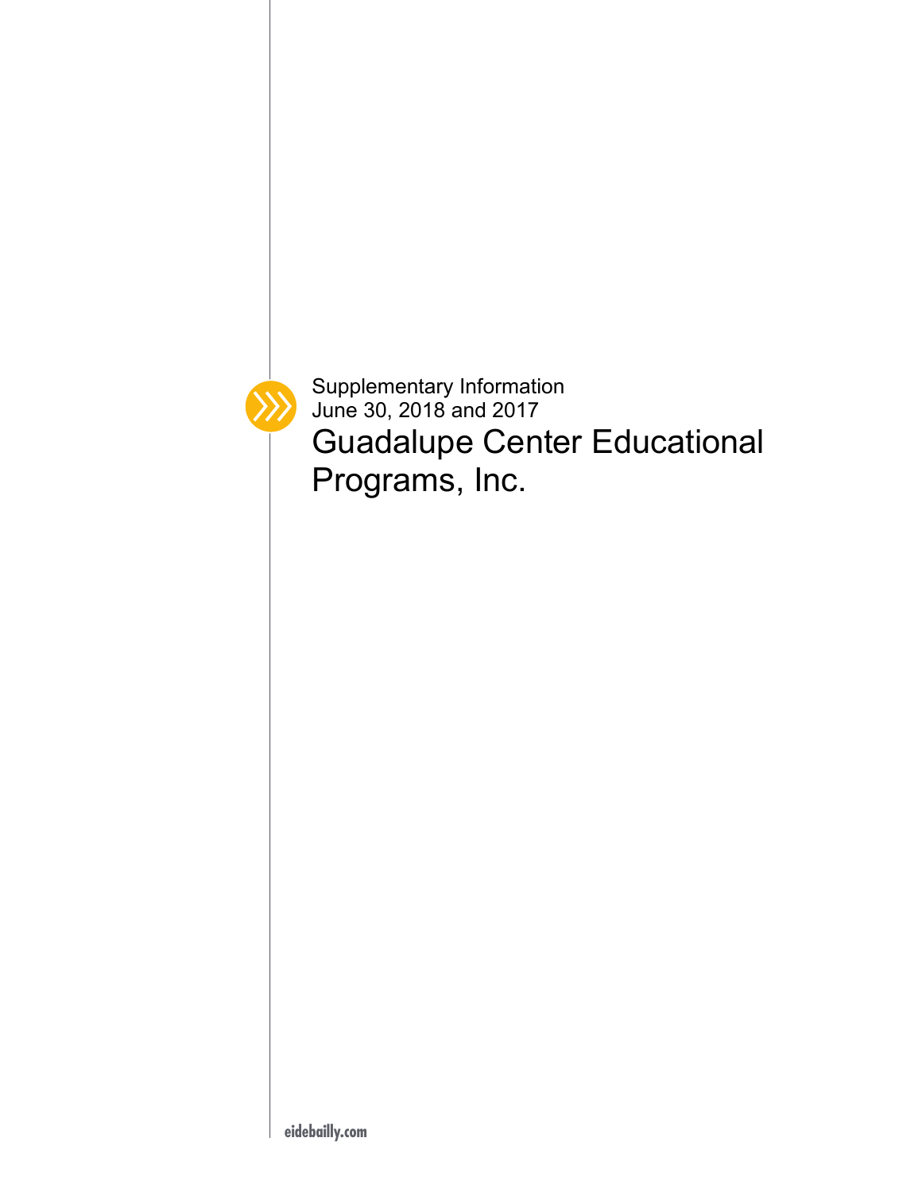Supplementary Information
June 30, 2018 and 2017

# Guadalupe Center Educational Programs, Inc.

eidebailly.com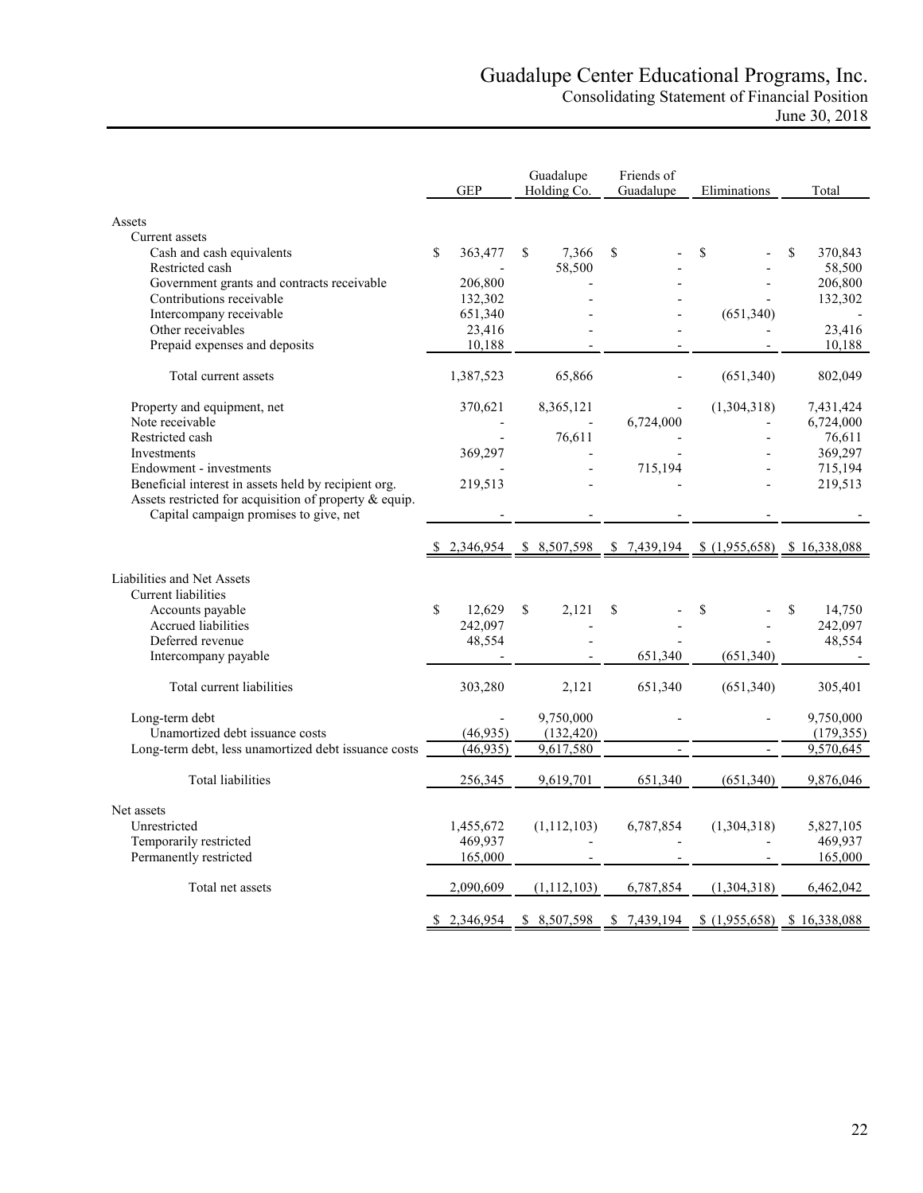# Guadalupe Center Educational Programs, Inc.

## Consolidating Statement of Financial Position

### June 30, 2018

| | GEP | Guadalupe Holding Co. | Friends of Guadalupe | Eliminations | Total |
|---|---|---|---|---|---|
| **Assets** | | | | | |
| Current assets | | | | | |
| Cash and cash equivalents | $ 363,477 | $ 7,366 | $ - | $ - | $ 370,843 |
| Restricted cash | - | 58,500 | - | - | 58,500 |
| Government grants and contracts receivable | 206,800 | - | - | - | 206,800 |
| Contributions receivable | 132,302 | - | - | - | 132,302 |
| Intercompany receivable | 651,340 | - | - | (651,340) | - |
| Other receivables | 23,416 | - | - | - | 23,416 |
| Prepaid expenses and deposits | 10,188 | - | - | - | 10,188 |
| Total current assets | 1,387,523 | 65,866 | - | (651,340) | 802,049 |
| Property and equipment, net | 370,621 | 8,365,121 | - | (1,304,318) | 7,431,424 |
| Note receivable | - | - | 6,724,000 | - | 6,724,000 |
| Restricted cash | - | 76,611 | - | - | 76,611 |
| Investments | 369,297 | - | - | - | 369,297 |
| Endowment - investments | - | - | 715,194 | - | 715,194 |
| Beneficial interest in assets held by recipient org. | 219,513 | - | - | - | 219,513 |
| Assets restricted for acquisition of property & equip. | | | | | |
| Capital campaign promises to give, net | - | - | - | - | - |
| | $ 2,346,954 | $ 8,507,598 | $ 7,439,194 | $ (1,955,658) | $ 16,338,088 |
| **Liabilities and Net Assets** | | | | | |
| Current liabilities | | | | | |
| Accounts payable | $ 12,629 | $ 2,121 | $ - | $ - | $ 14,750 |
| Accrued liabilities | 242,097 | - | - | - | 242,097 |
| Deferred revenue | 48,554 | - | - | - | 48,554 |
| Intercompany payable | - | - | 651,340 | (651,340) | - |
| Total current liabilities | 303,280 | 2,121 | 651,340 | (651,340) | 305,401 |
| Long-term debt | - | 9,750,000 | - | - | 9,750,000 |
| Unamortized debt issuance costs | (46,935) | (132,420) | | | (179,355) |
| Long-term debt, less unamortized debt issuance costs | (46,935) | 9,617,580 | - | - | 9,570,645 |
| Total liabilities | 256,345 | 9,619,701 | 651,340 | (651,340) | 9,876,046 |
| Net assets | | | | | |
| Unrestricted | 1,455,672 | (1,112,103) | 6,787,854 | (1,304,318) | 5,827,105 |
| Temporarily restricted | 469,937 | - | - | - | 469,937 |
| Permanently restricted | 165,000 | - | - | - | 165,000 |
| Total net assets | 2,090,609 | (1,112,103) | 6,787,854 | (1,304,318) | 6,462,042 |
| | $ 2,346,954 | $ 8,507,598 | $ 7,439,194 | $ (1,955,658) | $ 16,338,088 |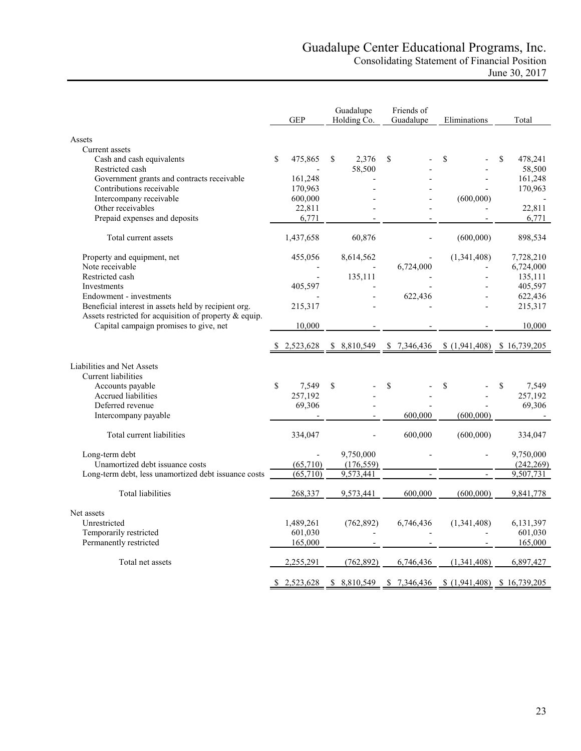# Guadalupe Center Educational Programs, Inc.

## Consolidating Statement of Financial Position

June 30, 2017

| | GEP | Guadalupe Holding Co. | Friends of Guadalupe | Eliminations | Total |
|---|---|---|---|---|---|
| **Assets** | | | | | |
| Current assets | | | | | |
| Cash and cash equivalents | $ 475,865 | $ 2,376 | $ - | $ - | $ 478,241 |
| Restricted cash | - | 58,500 | - | - | 58,500 |
| Government grants and contracts receivable | 161,248 | - | - | - | 161,248 |
| Contributions receivable | 170,963 | - | - | - | 170,963 |
| Intercompany receivable | 600,000 | - | - | (600,000) | - |
| Other receivables | 22,811 | - | - | - | 22,811 |
| Prepaid expenses and deposits | 6,771 | - | - | - | 6,771 |
| Total current assets | 1,437,658 | 60,876 | - | (600,000) | 898,534 |
| Property and equipment, net | 455,056 | 8,614,562 | - | (1,341,408) | 7,728,210 |
| Note receivable | - | - | 6,724,000 | - | 6,724,000 |
| Restricted cash | - | 135,111 | - | - | 135,111 |
| Investments | 405,597 | - | - | - | 405,597 |
| Endowment - investments | - | - | 622,436 | - | 622,436 |
| Beneficial interest in assets held by recipient org. | 215,317 | - | - | - | 215,317 |
| Assets restricted for acquisition of property & equip. | | | | | |
| Capital campaign promises to give, net | 10,000 | - | - | - | 10,000 |
| | $ 2,523,628 | $ 8,810,549 | $ 7,346,436 | $ (1,941,408) | $ 16,739,205 |
| **Liabilities and Net Assets** | | | | | |
| Current liabilities | | | | | |
| Accounts payable | $ 7,549 | $ - | $ - | $ - | $ 7,549 |
| Accrued liabilities | 257,192 | - | - | - | 257,192 |
| Deferred revenue | 69,306 | - | - | - | 69,306 |
| Intercompany payable | - | - | 600,000 | (600,000) | - |
| Total current liabilities | 334,047 | - | 600,000 | (600,000) | 334,047 |
| Long-term debt | - | 9,750,000 | - | - | 9,750,000 |
| Unamortized debt issuance costs | (65,710) | (176,559) | | | (242,269) |
| Long-term debt, less unamortized debt issuance costs | (65,710) | 9,573,441 | - | - | 9,507,731 |
| Total liabilities | 268,337 | 9,573,441 | 600,000 | (600,000) | 9,841,778 |
| Net assets | | | | | |
| Unrestricted | 1,489,261 | (762,892) | 6,746,436 | (1,341,408) | 6,131,397 |
| Temporarily restricted | 601,030 | - | - | - | 601,030 |
| Permanently restricted | 165,000 | - | - | - | 165,000 |
| Total net assets | 2,255,291 | (762,892) | 6,746,436 | (1,341,408) | 6,897,427 |
| | $ 2,523,628 | $ 8,810,549 | $ 7,346,436 | $ (1,941,408) | $ 16,739,205 |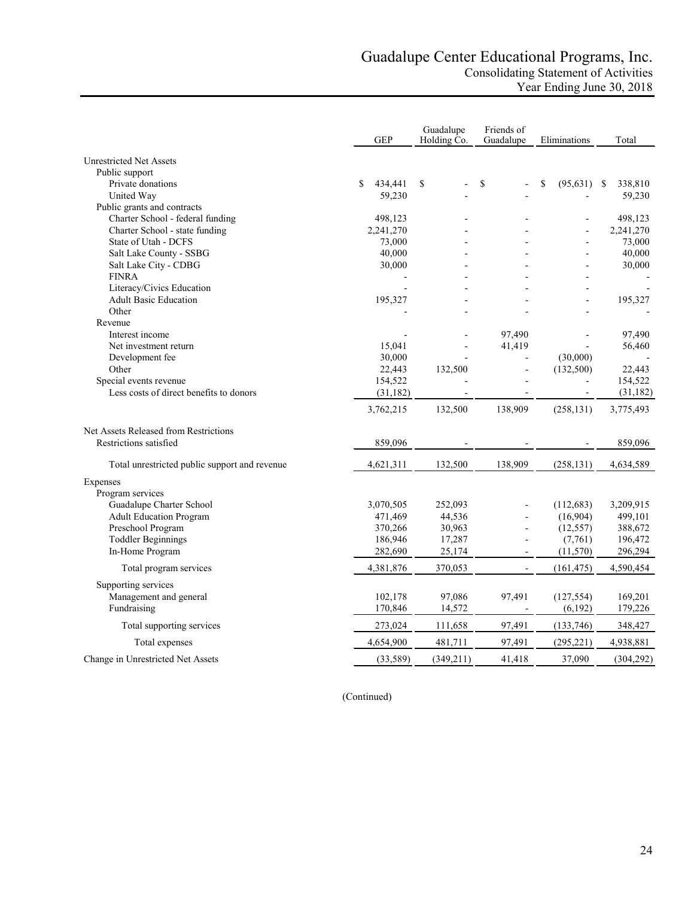# Guadalupe Center Educational Programs, Inc.
## Consolidating Statement of Activities
### Year Ending June 30, 2018

| | GEP | Guadalupe Holding Co. | Friends of Guadalupe | Eliminations | Total |
|---|---|---|---|---|---|
| Unrestricted Net Assets | | | | | |
| Public support | | | | | |
| Private donations | $ 434,441 | $ - | $ - | $ (95,631) | $ 338,810 |
| United Way | 59,230 | - | - | - | 59,230 |
| Public grants and contracts | | | | | |
| Charter School - federal funding | 498,123 | - | - | - | 498,123 |
| Charter School - state funding | 2,241,270 | - | - | - | 2,241,270 |
| State of Utah - DCFS | 73,000 | - | - | - | 73,000 |
| Salt Lake County - SSBG | 40,000 | - | - | - | 40,000 |
| Salt Lake City - CDBG | 30,000 | - | - | - | 30,000 |
| FINRA | - | - | - | - | - |
| Literacy/Civics Education | - | - | - | - | - |
| Adult Basic Education | 195,327 | - | - | - | 195,327 |
| Other | - | - | - | - | - |
| Revenue | | | | | |
| Interest income | - | - | 97,490 | - | 97,490 |
| Net investment return | 15,041 | - | 41,419 | - | 56,460 |
| Development fee | 30,000 | - | - | (30,000) | - |
| Other | 22,443 | 132,500 | - | (132,500) | 22,443 |
| Special events revenue | 154,522 | - | - | - | 154,522 |
| Less costs of direct benefits to donors | (31,182) | - | - | - | (31,182) |
| | 3,762,215 | 132,500 | 138,909 | (258,131) | 3,775,493 |
| Net Assets Released from Restrictions | | | | | |
| Restrictions satisfied | 859,096 | - | - | - | 859,096 |
| Total unrestricted public support and revenue | 4,621,311 | 132,500 | 138,909 | (258,131) | 4,634,589 |
| Expenses | | | | | |
| Program services | | | | | |
| Guadalupe Charter School | 3,070,505 | 252,093 | - | (112,683) | 3,209,915 |
| Adult Education Program | 471,469 | 44,536 | - | (16,904) | 499,101 |
| Preschool Program | 370,266 | 30,963 | - | (12,557) | 388,672 |
| Toddler Beginnings | 186,946 | 17,287 | - | (7,761) | 196,472 |
| In-Home Program | 282,690 | 25,174 | - | (11,570) | 296,294 |
| Total program services | 4,381,876 | 370,053 | - | (161,475) | 4,590,454 |
| Supporting services | | | | | |
| Management and general | 102,178 | 97,086 | 97,491 | (127,554) | 169,201 |
| Fundraising | 170,846 | 14,572 | - | (6,192) | 179,226 |
| Total supporting services | 273,024 | 111,658 | 97,491 | (133,746) | 348,427 |
| Total expenses | 4,654,900 | 481,711 | 97,491 | (295,221) | 4,938,881 |
| Change in Unrestricted Net Assets | (33,589) | (349,211) | 41,418 | 37,090 | (304,292) |

(Continued)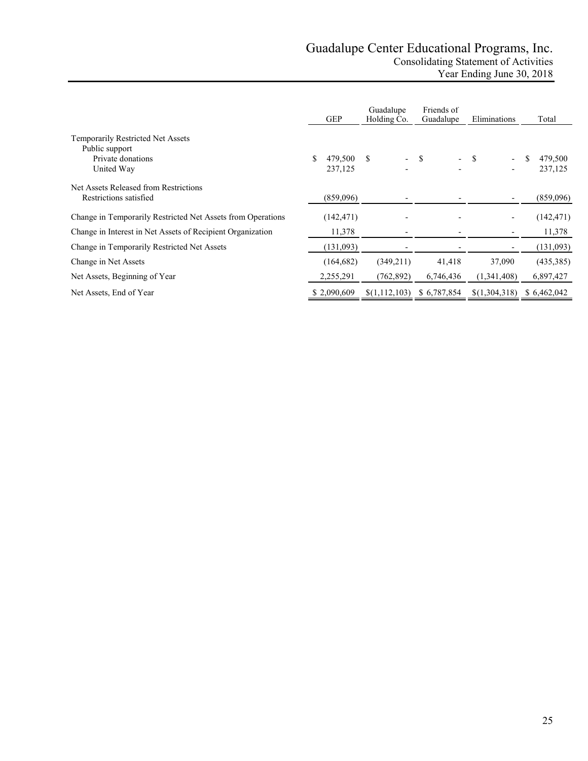# Guadalupe Center Educational Programs, Inc.

## Consolidating Statement of Activities

### Year Ending June 30, 2018

| | GEP | Guadalupe Holding Co. | Friends of Guadalupe | Eliminations | Total |
|---|---|---|---|---|---|
| Temporarily Restricted Net Assets | | | | | |
| Public support | | | | | |
| Private donations | $ 479,500 | $ - | $ - | $ - | $ 479,500 |
| United Way | 237,125 | - | - | - | 237,125 |
| Net Assets Released from Restrictions | | | | | |
| Restrictions satisfied | (859,096) | - | - | - | (859,096) |
| Change in Temporarily Restricted Net Assets from Operations | (142,471) | - | - | - | (142,471) |
| Change in Interest in Net Assets of Recipient Organization | 11,378 | - | - | - | 11,378 |
| Change in Temporarily Restricted Net Assets | (131,093) | - | - | - | (131,093) |
| Change in Net Assets | (164,682) | (349,211) | 41,418 | 37,090 | (435,385) |
| Net Assets, Beginning of Year | 2,255,291 | (762,892) | 6,746,436 | (1,341,408) | 6,897,427 |
| Net Assets, End of Year | $ 2,090,609 | $(1,112,103) | $ 6,787,854 | $(1,304,318) | $ 6,462,042 |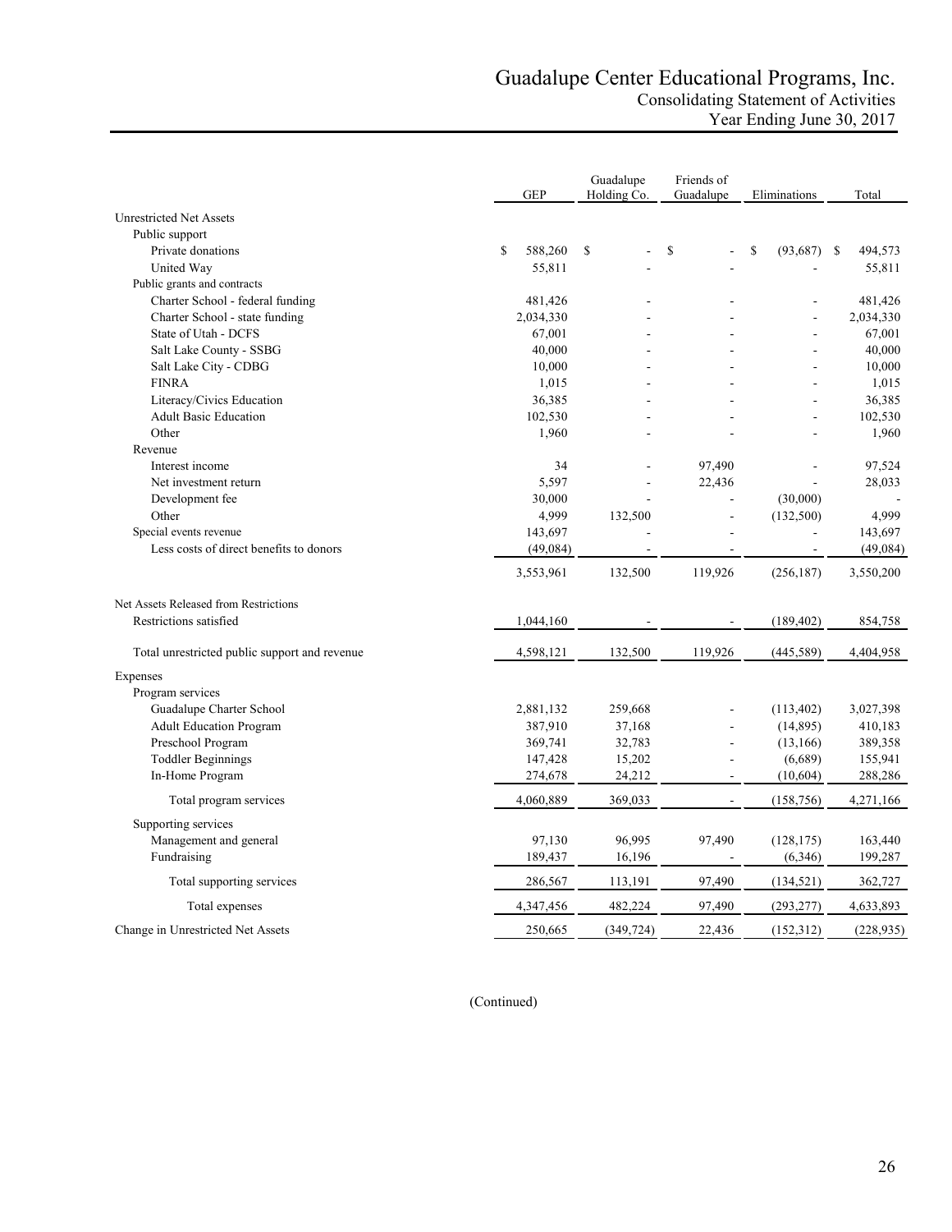# Guadalupe Center Educational Programs, Inc.

## Consolidating Statement of Activities

### Year Ending June 30, 2017

| | GEP | Guadalupe Holding Co. | Friends of Guadalupe | Eliminations | Total |
|---|---|---|---|---|---|
| Unrestricted Net Assets | | | | | |
| Public support | | | | | |
| Private donations | $ 588,260 | $ - | $ - | $ (93,687) | $ 494,573 |
| United Way | 55,811 | - | - | - | 55,811 |
| Public grants and contracts | | | | | |
| Charter School - federal funding | 481,426 | - | - | - | 481,426 |
| Charter School - state funding | 2,034,330 | - | - | - | 2,034,330 |
| State of Utah - DCFS | 67,001 | - | - | - | 67,001 |
| Salt Lake County - SSBG | 40,000 | - | - | - | 40,000 |
| Salt Lake City - CDBG | 10,000 | - | - | - | 10,000 |
| FINRA | 1,015 | - | - | - | 1,015 |
| Literacy/Civics Education | 36,385 | - | - | - | 36,385 |
| Adult Basic Education | 102,530 | - | - | - | 102,530 |
| Other | 1,960 | - | - | - | 1,960 |
| Revenue | | | | | |
| Interest income | 34 | - | 97,490 | - | 97,524 |
| Net investment return | 5,597 | - | 22,436 | - | 28,033 |
| Development fee | 30,000 | - | - | (30,000) | - |
| Other | 4,999 | 132,500 | - | (132,500) | 4,999 |
| Special events revenue | 143,697 | - | - | - | 143,697 |
| Less costs of direct benefits to donors | (49,084) | - | - | - | (49,084) |
| | 3,553,961 | 132,500 | 119,926 | (256,187) | 3,550,200 |
| Net Assets Released from Restrictions | | | | | |
| Restrictions satisfied | 1,044,160 | - | - | (189,402) | 854,758 |
| Total unrestricted public support and revenue | 4,598,121 | 132,500 | 119,926 | (445,589) | 4,404,958 |
| Expenses | | | | | |
| Program services | | | | | |
| Guadalupe Charter School | 2,881,132 | 259,668 | - | (113,402) | 3,027,398 |
| Adult Education Program | 387,910 | 37,168 | - | (14,895) | 410,183 |
| Preschool Program | 369,741 | 32,783 | - | (13,166) | 389,358 |
| Toddler Beginnings | 147,428 | 15,202 | - | (6,689) | 155,941 |
| In-Home Program | 274,678 | 24,212 | - | (10,604) | 288,286 |
| Total program services | 4,060,889 | 369,033 | - | (158,756) | 4,271,166 |
| Supporting services | | | | | |
| Management and general | 97,130 | 96,995 | 97,490 | (128,175) | 163,440 |
| Fundraising | 189,437 | 16,196 | - | (6,346) | 199,287 |
| Total supporting services | 286,567 | 113,191 | 97,490 | (134,521) | 362,727 |
| Total expenses | 4,347,456 | 482,224 | 97,490 | (293,277) | 4,633,893 |
| Change in Unrestricted Net Assets | 250,665 | (349,724) | 22,436 | (152,312) | (228,935) |

(Continued)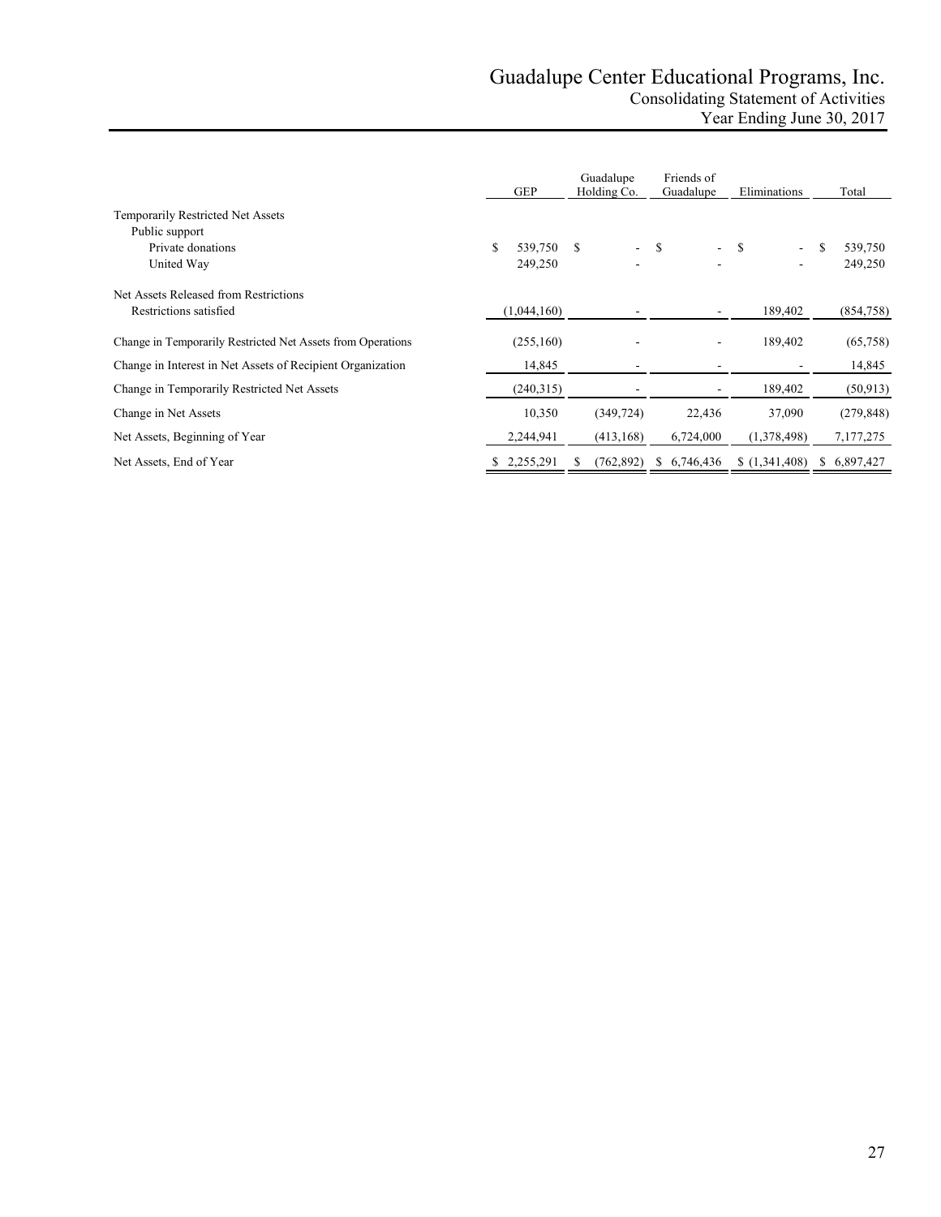# Guadalupe Center Educational Programs, Inc.
## Consolidating Statement of Activities
## Year Ending June 30, 2017

| | GEP | Guadalupe Holding Co. | Friends of Guadalupe | Eliminations | Total |
|---|---|---|---|---|---|
| Temporarily Restricted Net Assets | | | | | |
| Public support | | | | | |
| Private donations | $ 539,750 | $ - | $ - | $ - | $ 539,750 |
| United Way | 249,250 | - | - | - | 249,250 |
| Net Assets Released from Restrictions | | | | | |
| Restrictions satisfied | (1,044,160) | - | - | 189,402 | (854,758) |
| Change in Temporarily Restricted Net Assets from Operations | (255,160) | - | - | 189,402 | (65,758) |
| Change in Interest in Net Assets of Recipient Organization | 14,845 | - | - | - | 14,845 |
| Change in Temporarily Restricted Net Assets | (240,315) | - | - | 189,402 | (50,913) |
| Change in Net Assets | 10,350 | (349,724) | 22,436 | 37,090 | (279,848) |
| Net Assets, Beginning of Year | 2,244,941 | (413,168) | 6,724,000 | (1,378,498) | 7,177,275 |
| Net Assets, End of Year | $ 2,255,291 | $ (762,892) | $ 6,746,436 | $ (1,341,408) | $ 6,897,427 |